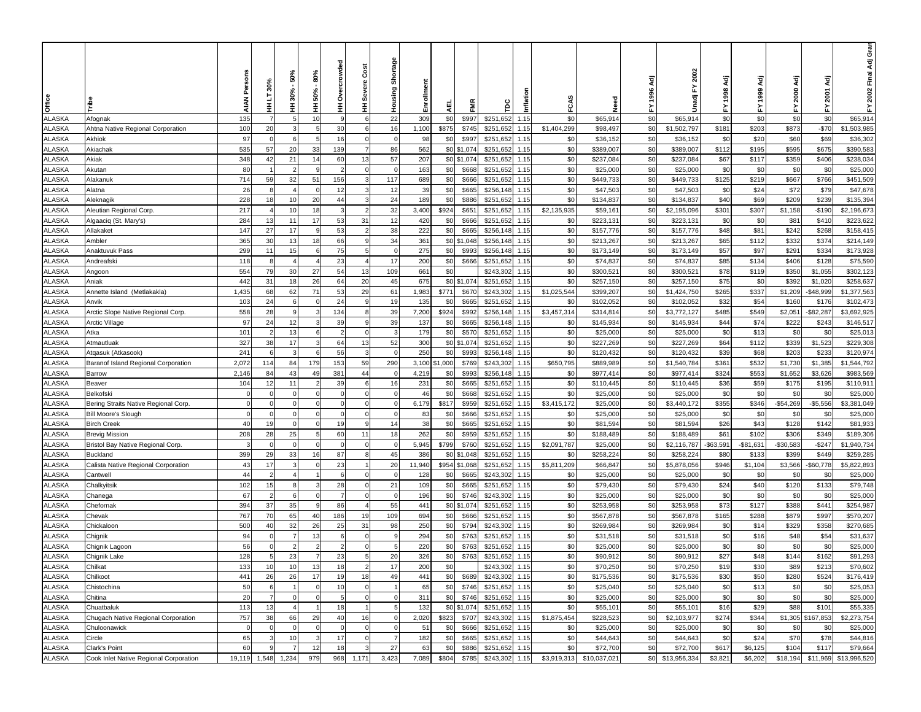| Office | Tribe | AIAN Persons | HH LT 30% | HH 30% - 50% | HH 50% - 80% | HH Overcrowded | HH Severe Cost | Housing Shortage | Enrollment | AEL | FMR | TDC | Inflation | FCAS | Need | FY 1996 Adj | Unadj FY 2002 | FY 1998 Adj | FY 1999 Adj | FY 2000 Adj | FY 2001 Adj | FY 2002 Final Adj Gran |
|---|---|---|---|---|---|---|---|---|---|---|---|---|---|---|---|---|---|---|---|---|---|---|
| ALASKA | Afognak | 135 | 7 | 5 | 10 | 9 | 6 | 22 | 309 | $0 | $997 | $251,652 | 1.15 | $0 | $65,914 | $0 | $65,914 | $0 | $0 | $0 | $0 | $65,914 |
| ALASKA | Ahtna Native Regional Corporation | 100 | 20 | 3 | 5 | 30 | 6 | 16 | 1,100 | $875 | $745 | $251,652 | 1.15 | $1,404,299 | $98,497 | $0 | $1,502,797 | $181 | $203 | $873 | -$70 | $1,503,985 |
| ALASKA | Akhiok | 97 | 0 | 6 | 5 | 16 | 0 | 0 | 98 | $0 | $997 | $251,652 | 1.15 | $0 | $36,152 | $0 | $36,152 | $0 | $20 | $60 | $69 | $36,302 |
| ALASKA | Akiachak | 535 | 57 | 20 | 33 | 139 | 7 | 86 | 562 | $0 | $1,074 | $251,652 | 1.15 | $0 | $389,007 | $0 | $389,007 | $112 | $195 | $595 | $675 | $390,583 |
| ALASKA | Akiak | 348 | 42 | 21 | 14 | 60 | 13 | 57 | 207 | $0 | $1,074 | $251,652 | 1.15 | $0 | $237,084 | $0 | $237,084 | $67 | $117 | $359 | $406 | $238,034 |
| ALASKA | Akutan | 80 | 1 | 2 | 9 | 2 | 0 | 0 | 163 | $0 | $668 | $251,652 | 1.15 | $0 | $25,000 | $0 | $25,000 | $0 | $0 | $0 | $0 | $25,000 |
| ALASKA | Alakanuk | 714 | 59 | 32 | 51 | 156 | 3 | 117 | 689 | $0 | $666 | $251,652 | 1.15 | $0 | $449,733 | $0 | $449,733 | $125 | $219 | $667 | $766 | $451,509 |
| ALASKA | Alatna | 26 | 8 | 4 | 0 | 12 | 3 | 12 | 39 | $0 | $665 | $256,148 | 1.15 | $0 | $47,503 | $0 | $47,503 | $0 | $24 | $72 | $79 | $47,678 |
| ALASKA | Aleknagik | 228 | 18 | 10 | 20 | 44 | 3 | 24 | 189 | $0 | $886 | $251,652 | 1.15 | $0 | $134,837 | $0 | $134,837 | $40 | $69 | $209 | $239 | $135,394 |
| ALASKA | Aleutian Regional Corp. | 217 | 4 | 10 | 18 | 3 | 2 | 32 | 3,400 | $924 | $651 | $251,652 | 1.15 | $2,135,935 | $59,161 | $0 | $2,195,096 | $301 | $307 | $1,158 | -$190 | $2,196,673 |
| ALASKA | Algaaciq (St. Mary's) | 284 | 13 | 11 | 17 | 53 | 31 | 12 | 420 | $0 | $666 | $251,652 | 1.15 | $0 | $223,131 | $0 | $223,131 | $0 | $0 | $81 | $410 | $223,622 |
| ALASKA | Allakaket | 147 | 27 | 17 | 9 | 53 | 2 | 38 | 222 | $0 | $665 | $256,148 | 1.15 | $0 | $157,776 | $0 | $157,776 | $48 | $81 | $242 | $268 | $158,415 |
| ALASKA | Ambler | 365 | 30 | 13 | 18 | 66 | 9 | 34 | 361 | $0 | $1,048 | $256,148 | 1.15 | $0 | $213,267 | $0 | $213,267 | $65 | $112 | $332 | $374 | $214,149 |
| ALASKA | Anaktuvuk Pass | 299 | 11 | 15 | 6 | 75 | 5 | 0 | 275 | $0 | $993 | $256,148 | 1.15 | $0 | $173,149 | $0 | $173,149 | $57 | $97 | $291 | $334 | $173,928 |
| ALASKA | Andreafski | 118 | 8 | 4 | 4 | 23 | 4 | 17 | 200 | $0 | $666 | $251,652 | 1.15 | $0 | $74,837 | $0 | $74,837 | $85 | $134 | $406 | $128 | $75,590 |
| ALASKA | Angoon | 554 | 79 | 30 | 27 | 54 | 13 | 109 | 661 | $0 | | $243,302 | 1.15 | $0 | $300,521 | $0 | $300,521 | $78 | $119 | $350 | $1,055 | $302,123 |
| ALASKA | Aniak | 442 | 31 | 18 | 26 | 64 | 20 | 45 | 675 | $0 | $1,074 | $251,652 | 1.15 | $0 | $257,150 | $0 | $257,150 | $75 | $0 | $392 | $1,020 | $258,637 |
| ALASKA | Annette Island (Metlakakla) | 1,435 | 68 | 62 | 71 | 53 | 29 | 61 | 1,983 | $771 | $670 | $243,302 | 1.15 | $1,025,544 | $399,207 | $0 | $1,424,750 | $265 | $337 | $1,209 | -$48,999 | $1,377,563 |
| ALASKA | Anvik | 103 | 24 | 6 | 0 | 24 | 9 | 19 | 135 | $0 | $665 | $251,652 | 1.15 | $0 | $102,052 | $0 | $102,052 | $32 | $54 | $160 | $176 | $102,473 |
| ALASKA | Arctic Slope Native Regional Corp. | 558 | 28 | 9 | 3 | 134 | 8 | 39 | 7,200 | $924 | $992 | $256,148 | 1.15 | $3,457,314 | $314,814 | $0 | $3,772,127 | $485 | $549 | $2,051 | -$82,287 | $3,692,925 |
| ALASKA | Arctic Village | 97 | 24 | 12 | 3 | 39 | 9 | 39 | 137 | $0 | $665 | $256,148 | 1.15 | $0 | $145,934 | $0 | $145,934 | $44 | $74 | $222 | $243 | $146,517 |
| ALASKA | Atka | 101 | 2 | 13 | 6 | 2 | 0 | 3 | 179 | $0 | $570 | $251,652 | 1.15 | $0 | $25,000 | $0 | $25,000 | $0 | $13 | $0 | $0 | $25,013 |
| ALASKA | Atmautluak | 327 | 38 | 17 | 3 | 64 | 13 | 52 | 300 | $0 | $1,074 | $251,652 | 1.15 | $0 | $227,269 | $0 | $227,269 | $64 | $112 | $339 | $1,523 | $229,308 |
| ALASKA | Atqasuk (Atkasook) | 241 | 6 | 3 | 6 | 56 | 3 | 0 | 250 | $0 | $993 | $256,148 | 1.15 | $0 | $120,432 | $0 | $120,432 | $39 | $68 | $203 | $233 | $120,974 |
| ALASKA | Baranof Island Regional Corporation | 2,072 | 114 | 84 | 179 | 153 | 59 | 290 | 3,100 | $1,000 | $769 | $243,302 | 1.15 | $650,795 | $889,989 | $0 | $1,540,784 | $361 | $532 | $1,730 | $1,385 | $1,544,792 |
| ALASKA | Barrow | 2,146 | 84 | 43 | 49 | 381 | 44 | 0 | 4,219 | $0 | $993 | $256,148 | 1.15 | $0 | $977,414 | $0 | $977,414 | $324 | $553 | $1,652 | $3,626 | $983,569 |
| ALASKA | Beaver | 104 | 12 | 11 | 2 | 39 | 6 | 16 | 231 | $0 | $665 | $251,652 | 1.15 | $0 | $110,445 | $0 | $110,445 | $36 | $59 | $175 | $195 | $110,911 |
| ALASKA | Belkofski | 0 | 0 | 0 | 0 | 0 | 0 | 0 | 46 | $0 | $668 | $251,652 | 1.15 | $0 | $25,000 | $0 | $25,000 | $0 | $0 | $0 | $0 | $25,000 |
| ALASKA | Bering Straits Native Regional Corp. | 0 | 0 | 0 | 0 | 0 | 0 | 0 | 6,179 | $817 | $959 | $251,652 | 1.15 | $3,415,172 | $25,000 | $0 | $3,440,172 | $355 | $346 | -$54,269 | -$5,556 | $3,381,049 |
| ALASKA | Bill Moore's Slough | 0 | 0 | 0 | 0 | 0 | 0 | 0 | 83 | $0 | $666 | $251,652 | 1.15 | $0 | $25,000 | $0 | $25,000 | $0 | $0 | $0 | $0 | $25,000 |
| ALASKA | Birch Creek | 40 | 19 | 0 | 0 | 19 | 9 | 14 | 38 | $0 | $665 | $251,652 | 1.15 | $0 | $81,594 | $0 | $81,594 | $26 | $43 | $128 | $142 | $81,933 |
| ALASKA | Brevig Mission | 208 | 28 | 25 | 5 | 60 | 11 | 18 | 262 | $0 | $959 | $251,652 | 1.15 | $0 | $188,489 | $0 | $188,489 | $61 | $102 | $306 | $349 | $189,306 |
| ALASKA | Bristol Bay Native Regional Corp. | 3 | 0 | 0 | 0 | 0 | 0 | 0 | 5,945 | $799 | $760 | $251,652 | 1.15 | $2,091,787 | $25,000 | $0 | $2,116,787 | -$63,591 | -$81,631 | -$30,583 | -$247 | $1,940,734 |
| ALASKA | Buckland | 399 | 29 | 33 | 16 | 87 | 8 | 45 | 386 | $0 | $1,048 | $251,652 | 1.15 | $0 | $258,224 | $0 | $258,224 | $80 | $133 | $399 | $449 | $259,285 |
| ALASKA | Calista Native Regional Corporation | 43 | 17 | 3 | 0 | 23 | 1 | 20 | 11,940 | $954 | $1,068 | $251,652 | 1.15 | $5,811,209 | $66,847 | $0 | $5,878,056 | $946 | $1,104 | $3,566 | -$60,778 | $5,822,893 |
| ALASKA | Cantwell | 44 | 2 | 4 | 1 | 6 | 0 | 0 | 128 | $0 | $665 | $243,302 | 1.15 | $0 | $25,000 | $0 | $25,000 | $0 | $0 | $0 | $0 | $25,000 |
| ALASKA | Chalkyitsik | 102 | 15 | 8 | 3 | 28 | 0 | 21 | 109 | $0 | $665 | $251,652 | 1.15 | $0 | $79,430 | $0 | $79,430 | $24 | $40 | $120 | $133 | $79,748 |
| ALASKA | Chanega | 67 | 2 | 6 | 0 | 7 | 0 | 0 | 196 | $0 | $746 | $243,302 | 1.15 | $0 | $25,000 | $0 | $25,000 | $0 | $0 | $0 | $0 | $25,000 |
| ALASKA | Chefornak | 394 | 37 | 35 | 9 | 86 | 4 | 55 | 441 | $0 | $1,074 | $251,652 | 1.15 | $0 | $253,958 | $0 | $253,958 | $73 | $127 | $388 | $441 | $254,987 |
| ALASKA | Chevak | 767 | 70 | 65 | 40 | 186 | 19 | 109 | 694 | $0 | $666 | $251,652 | 1.15 | $0 | $567,878 | $0 | $567,878 | $165 | $288 | $879 | $997 | $570,207 |
| ALASKA | Chickaloon | 500 | 40 | 32 | 26 | 25 | 31 | 98 | 250 | $0 | $794 | $243,302 | 1.15 | $0 | $269,984 | $0 | $269,984 | $0 | $14 | $329 | $358 | $270,685 |
| ALASKA | Chignik | 94 | 0 | 7 | 13 | 6 | 0 | 9 | 294 | $0 | $763 | $251,652 | 1.15 | $0 | $31,518 | $0 | $31,518 | $0 | $16 | $48 | $54 | $31,637 |
| ALASKA | Chignik Lagoon | 56 | 0 | 2 | 2 | 2 | 0 | 5 | 220 | $0 | $763 | $251,652 | 1.15 | $0 | $25,000 | $0 | $25,000 | $0 | $0 | $0 | $0 | $25,000 |
| ALASKA | Chignik Lake | 128 | 5 | 23 | 7 | 23 | 5 | 20 | 326 | $0 | $763 | $251,652 | 1.15 | $0 | $90,912 | $0 | $90,912 | $27 | $48 | $144 | $162 | $91,293 |
| ALASKA | Chilkat | 133 | 10 | 10 | 13 | 18 | 2 | 17 | 200 | $0 | | $243,302 | 1.15 | $0 | $70,250 | $0 | $70,250 | $19 | $30 | $89 | $213 | $70,602 |
| ALASKA | Chilkoot | 441 | 26 | 26 | 17 | 19 | 18 | 49 | 441 | $0 | $689 | $243,302 | 1.15 | $0 | $175,536 | $0 | $175,536 | $30 | $50 | $280 | $524 | $176,419 |
| ALASKA | Chistochina | 50 | 6 | 1 | 0 | 10 | 0 | 1 | 65 | $0 | $746 | $251,652 | 1.15 | $0 | $25,040 | $0 | $25,040 | $0 | $13 | $0 | $0 | $25,053 |
| ALASKA | Chitina | 20 | 7 | 0 | 0 | 5 | 0 | 0 | 311 | $0 | $746 | $251,652 | 1.15 | $0 | $25,000 | $0 | $25,000 | $0 | $0 | $0 | $0 | $25,000 |
| ALASKA | Chuathbaluk | 113 | 13 | 4 | 1 | 18 | 1 | 5 | 132 | $0 | $1,074 | $251,652 | 1.15 | $0 | $55,101 | $0 | $55,101 | $16 | $29 | $88 | $101 | $55,335 |
| ALASKA | Chugach Native Regional Corporation | 757 | 38 | 66 | 29 | 40 | 16 | 0 | 2,020 | $823 | $707 | $243,302 | 1.15 | $1,875,454 | $228,523 | $0 | $2,103,977 | $274 | $344 | $1,305 | $167,853 | $2,273,754 |
| ALASKA | Chuloonawick | 0 | 0 | 0 | 0 | 0 | 0 | 0 | 51 | $0 | $666 | $251,652 | 1.15 | $0 | $25,000 | $0 | $25,000 | $0 | $0 | $0 | $0 | $25,000 |
| ALASKA | Circle | 65 | 3 | 10 | 3 | 17 | 0 | 7 | 182 | $0 | $665 | $251,652 | 1.15 | $0 | $44,643 | $0 | $44,643 | $0 | $24 | $70 | $78 | $44,816 |
| ALASKA | Clark's Point | 60 | 9 | 7 | 12 | 18 | 3 | 27 | 63 | $0 | $886 | $251,652 | 1.15 | $0 | $72,700 | $0 | $72,700 | $617 | $6,125 | $104 | $117 | $79,664 |
| ALASKA | Cook Inlet Native Regional Corporation | 19,119 | 1,548 | 1,234 | 979 | 968 | 1,171 | 3,423 | 7,089 | $804 | $785 | $243,302 | 1.15 | $3,919,313 | $10,037,021 | $0 | $13,956,334 | $3,821 | $6,202 | $18,194 | $11,969 | $13,996,520 |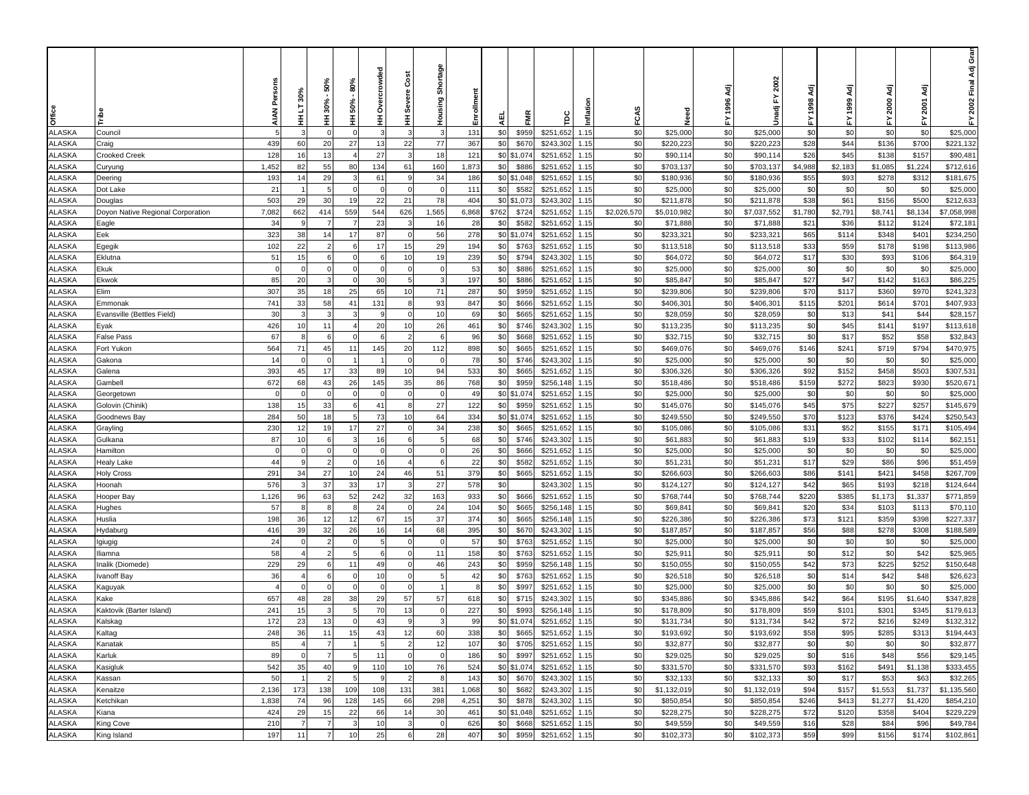| Office | Tribe | AIAN Persons | HH LT 30% | HH 30% - 50% | HH 50% - 80% | HH Overcrowded | HH Severe Cost | Housing Shortage | Enrollment | AEL | FMR | TDC | Inflation | FCAS | Need | FY 1996 Adj | Unadj FY 2002 | FY 1998 Adj | FY 1999 Adj | FY 2000 Adj | FY 2001 Adj | FY 2002 Final Adj Gran |
|---|---|---|---|---|---|---|---|---|---|---|---|---|---|---|---|---|---|---|---|---|---|---|
| ALASKA | Council | 5 | 3 | 0 | 0 | 3 | 3 | 3 | 131 | $0 | $959 | $251,652 | 1.15 | $0 | $25,000 | $0 | $25,000 | $0 | $0 | $0 | $0 | $25,000 |
| ALASKA | Craig | 439 | 60 | 20 | 27 | 13 | 22 | 77 | 367 | $0 | $670 | $243,302 | 1.15 | $0 | $220,223 | $0 | $220,223 | $28 | $44 | $136 | $700 | $221,132 |
| ALASKA | Crooked Creek | 128 | 16 | 13 | 4 | 27 | 3 | 18 | 121 | $0 | $1,074 | $251,652 | 1.15 | $0 | $90,114 | $0 | $90,114 | $26 | $45 | $138 | $157 | $90,481 |
| ALASKA | Curyung | 1,452 | 82 | 55 | 80 | 134 | 61 | 160 | 1,873 | $0 | $886 | $251,652 | 1.15 | $0 | $703,137 | $0 | $703,137 | $4,988 | $2,183 | $1,085 | $1,224 | $712,616 |
| ALASKA | Deering | 193 | 14 | 29 | 3 | 61 | 9 | 34 | 186 | $0 | $1,048 | $251,652 | 1.15 | $0 | $180,936 | $0 | $180,936 | $55 | $93 | $278 | $312 | $181,675 |
| ALASKA | Dot Lake | 21 | 1 | 5 | 0 | 0 | 0 | 0 | 111 | $0 | $582 | $251,652 | 1.15 | $0 | $25,000 | $0 | $25,000 | $0 | $0 | $0 | $0 | $25,000 |
| ALASKA | Douglas | 503 | 29 | 30 | 19 | 22 | 21 | 78 | 404 | $0 | $1,073 | $243,302 | 1.15 | $0 | $211,878 | $0 | $211,878 | $38 | $61 | $156 | $500 | $212,633 |
| ALASKA | Doyon Native Regional Corporation | 7,082 | 662 | 414 | 559 | 544 | 626 | 1,565 | 6,868 | $762 | $724 | $251,652 | 1.15 | $2,026,570 | $5,010,982 | $0 | $7,037,552 | $1,780 | $2,791 | $8,741 | $8,134 | $7,058,998 |
| ALASKA | Eagle | 34 | 9 | 7 | 7 | 23 | 3 | 16 | 28 | $0 | $582 | $251,652 | 1.15 | $0 | $71,888 | $0 | $71,888 | $21 | $36 | $112 | $124 | $72,181 |
| ALASKA | Eek | 323 | 38 | 14 | 17 | 87 | 0 | 56 | 278 | $0 | $1,074 | $251,652 | 1.15 | $0 | $233,321 | $0 | $233,321 | $65 | $114 | $348 | $401 | $234,250 |
| ALASKA | Egegik | 102 | 22 | 2 | 6 | 17 | 15 | 29 | 194 | $0 | $763 | $251,652 | 1.15 | $0 | $113,518 | $0 | $113,518 | $33 | $59 | $178 | $198 | $113,986 |
| ALASKA | Eklutna | 51 | 15 | 6 | 0 | 6 | 10 | 19 | 239 | $0 | $794 | $243,302 | 1.15 | $0 | $64,072 | $0 | $64,072 | $17 | $30 | $93 | $106 | $64,319 |
| ALASKA | Ekuk | 0 | 0 | 0 | 0 | 0 | 0 | 0 | 53 | $0 | $886 | $251,652 | 1.15 | $0 | $25,000 | $0 | $25,000 | $0 | $0 | $0 | $0 | $25,000 |
| ALASKA | Ekwok | 85 | 20 | 3 | 0 | 30 | 5 | 3 | 197 | $0 | $886 | $251,652 | 1.15 | $0 | $85,847 | $0 | $85,847 | $27 | $47 | $142 | $163 | $86,225 |
| ALASKA | Elim | 307 | 35 | 18 | 25 | 65 | 10 | 71 | 287 | $0 | $959 | $251,652 | 1.15 | $0 | $239,806 | $0 | $239,806 | $70 | $117 | $360 | $970 | $241,323 |
| ALASKA | Emmonak | 741 | 33 | 58 | 41 | 131 | 8 | 93 | 847 | $0 | $666 | $251,652 | 1.15 | $0 | $406,301 | $0 | $406,301 | $115 | $201 | $614 | $701 | $407,933 |
| ALASKA | Evansville (Bettles Field) | 30 | 3 | 3 | 3 | 9 | 0 | 10 | 69 | $0 | $665 | $251,652 | 1.15 | $0 | $28,059 | $0 | $28,059 | $0 | $13 | $41 | $44 | $28,157 |
| ALASKA | Eyak | 426 | 10 | 11 | 4 | 20 | 10 | 26 | 461 | $0 | $746 | $243,302 | 1.15 | $0 | $113,235 | $0 | $113,235 | $0 | $45 | $141 | $197 | $113,618 |
| ALASKA | False Pass | 67 | 8 | 6 | 0 | 6 | 2 | 6 | 96 | $0 | $668 | $251,652 | 1.15 | $0 | $32,715 | $0 | $32,715 | $0 | $17 | $52 | $58 | $32,843 |
| ALASKA | Fort Yukon | 564 | 71 | 45 | 11 | 145 | 20 | 112 | 898 | $0 | $665 | $251,652 | 1.15 | $0 | $469,076 | $0 | $469,076 | $146 | $241 | $719 | $794 | $470,975 |
| ALASKA | Gakona | 14 | 0 | 0 | 1 | 1 | 0 | 0 | 78 | $0 | $746 | $243,302 | 1.15 | $0 | $25,000 | $0 | $25,000 | $0 | $0 | $0 | $0 | $25,000 |
| ALASKA | Galena | 393 | 45 | 17 | 33 | 89 | 10 | 94 | 533 | $0 | $665 | $251,652 | 1.15 | $0 | $306,326 | $0 | $306,326 | $92 | $152 | $458 | $503 | $307,531 |
| ALASKA | Gambell | 672 | 68 | 43 | 26 | 145 | 35 | 86 | 768 | $0 | $959 | $256,148 | 1.15 | $0 | $518,486 | $0 | $518,486 | $159 | $272 | $823 | $930 | $520,671 |
| ALASKA | Georgetown | 0 | 0 | 0 | 0 | 0 | 0 | 0 | 49 | $0 | $1,074 | $251,652 | 1.15 | $0 | $25,000 | $0 | $25,000 | $0 | $0 | $0 | $0 | $25,000 |
| ALASKA | Golovin (Chinik) | 138 | 15 | 33 | 6 | 41 | 8 | 27 | 122 | $0 | $959 | $251,652 | 1.15 | $0 | $145,076 | $0 | $145,076 | $45 | $75 | $227 | $257 | $145,679 |
| ALASKA | Goodnews Bay | 284 | 50 | 18 | 5 | 73 | 10 | 64 | 334 | $0 | $1,074 | $251,652 | 1.15 | $0 | $249,550 | $0 | $249,550 | $70 | $123 | $376 | $424 | $250,543 |
| ALASKA | Grayling | 230 | 12 | 19 | 17 | 27 | 0 | 34 | 238 | $0 | $665 | $251,652 | 1.15 | $0 | $105,086 | $0 | $105,086 | $31 | $52 | $155 | $171 | $105,494 |
| ALASKA | Gulkana | 87 | 10 | 6 | 3 | 16 | 6 | 5 | 68 | $0 | $746 | $243,302 | 1.15 | $0 | $61,883 | $0 | $61,883 | $19 | $33 | $102 | $114 | $62,151 |
| ALASKA | Hamilton | 0 | 0 | 0 | 0 | 0 | 0 | 0 | 26 | $0 | $666 | $251,652 | 1.15 | $0 | $25,000 | $0 | $25,000 | $0 | $0 | $0 | $0 | $25,000 |
| ALASKA | Healy Lake | 44 | 9 | 2 | 0 | 16 | 4 | 6 | 22 | $0 | $582 | $251,652 | 1.15 | $0 | $51,231 | $0 | $51,231 | $17 | $29 | $86 | $96 | $51,459 |
| ALASKA | Holy Cross | 291 | 34 | 27 | 10 | 24 | 46 | 51 | 379 | $0 | $665 | $251,652 | 1.15 | $0 | $266,603 | $0 | $266,603 | $86 | $141 | $421 | $458 | $267,709 |
| ALASKA | Hoonah | 576 | 3 | 37 | 33 | 17 | 3 | 27 | 578 | $0 |  | $243,302 | 1.15 | $0 | $124,127 | $0 | $124,127 | $42 | $65 | $193 | $218 | $124,644 |
| ALASKA | Hooper Bay | 1,126 | 96 | 63 | 52 | 242 | 32 | 163 | 933 | $0 | $666 | $251,652 | 1.15 | $0 | $768,744 | $0 | $768,744 | $220 | $385 | $1,173 | $1,337 | $771,859 |
| ALASKA | Hughes | 57 | 8 | 8 | 8 | 24 | 0 | 24 | 104 | $0 | $665 | $256,148 | 1.15 | $0 | $69,841 | $0 | $69,841 | $20 | $34 | $103 | $113 | $70,110 |
| ALASKA | Huslia | 198 | 36 | 12 | 12 | 67 | 15 | 37 | 374 | $0 | $665 | $256,148 | 1.15 | $0 | $226,386 | $0 | $226,386 | $73 | $121 | $359 | $398 | $227,337 |
| ALASKA | Hydaburg | 416 | 39 | 32 | 26 | 16 | 14 | 68 | 395 | $0 | $670 | $243,302 | 1.15 | $0 | $187,857 | $0 | $187,857 | $56 | $88 | $278 | $308 | $188,589 |
| ALASKA | Igiugig | 24 | 0 | 2 | 0 | 5 | 0 | 0 | 57 | $0 | $763 | $251,652 | 1.15 | $0 | $25,000 | $0 | $25,000 | $0 | $0 | $0 | $0 | $25,000 |
| ALASKA | Iliamna | 58 | 4 | 2 | 5 | 6 | 0 | 11 | 158 | $0 | $763 | $251,652 | 1.15 | $0 | $25,911 | $0 | $25,911 | $0 | $12 | $0 | $42 | $25,965 |
| ALASKA | Inalik (Diomede) | 229 | 29 | 6 | 11 | 49 | 0 | 46 | 243 | $0 | $959 | $256,148 | 1.15 | $0 | $150,055 | $0 | $150,055 | $42 | $73 | $225 | $252 | $150,648 |
| ALASKA | Ivanoff Bay | 36 | 4 | 6 | 0 | 10 | 0 | 5 | 42 | $0 | $763 | $251,652 | 1.15 | $0 | $26,518 | $0 | $26,518 | $0 | $14 | $42 | $48 | $26,623 |
| ALASKA | Kaguyak | 4 | 0 | 0 | 0 | 0 | 0 | 1 | 8 | $0 | $997 | $251,652 | 1.15 | $0 | $25,000 | $0 | $25,000 | $0 | $0 | $0 | $0 | $25,000 |
| ALASKA | Kake | 657 | 48 | 28 | 38 | 29 | 57 | 57 | 618 | $0 | $715 | $243,302 | 1.15 | $0 | $345,886 | $0 | $345,886 | $42 | $64 | $195 | $1,640 | $347,828 |
| ALASKA | Kaktovik (Barter Island) | 241 | 15 | 3 | 5 | 70 | 13 | 0 | 227 | $0 | $993 | $256,148 | 1.15 | $0 | $178,809 | $0 | $178,809 | $59 | $101 | $301 | $345 | $179,613 |
| ALASKA | Kalskag | 172 | 23 | 13 | 0 | 43 | 9 | 3 | 99 | $0 | $1,074 | $251,652 | 1.15 | $0 | $131,734 | $0 | $131,734 | $42 | $72 | $216 | $249 | $132,312 |
| ALASKA | Kaltag | 248 | 36 | 11 | 15 | 43 | 12 | 60 | 338 | $0 | $665 | $251,652 | 1.15 | $0 | $193,692 | $0 | $193,692 | $58 | $95 | $285 | $313 | $194,443 |
| ALASKA | Kanatak | 85 | 4 | 7 | 1 | 5 | 2 | 12 | 107 | $0 | $705 | $251,652 | 1.15 | $0 | $32,877 | $0 | $32,877 | $0 | $0 | $0 | $0 | $32,877 |
| ALASKA | Karluk | 89 | 0 | 7 | 5 | 11 | 0 | 0 | 186 | $0 | $997 | $251,652 | 1.15 | $0 | $29,025 | $0 | $29,025 | $0 | $16 | $48 | $56 | $29,145 |
| ALASKA | Kasigluk | 542 | 35 | 40 | 9 | 110 | 10 | 76 | 524 | $0 | $1,074 | $251,652 | 1.15 | $0 | $331,570 | $0 | $331,570 | $93 | $162 | $491 | $1,138 | $333,455 |
| ALASKA | Kassan | 50 | 1 | 2 | 5 | 9 | 2 | 8 | 143 | $0 | $670 | $243,302 | 1.15 | $0 | $32,133 | $0 | $32,133 | $0 | $17 | $53 | $63 | $32,265 |
| ALASKA | Kenaitze | 2,136 | 173 | 138 | 109 | 108 | 131 | 381 | 1,068 | $0 | $682 | $243,302 | 1.15 | $0 | $1,132,019 | $0 | $1,132,019 | $94 | $157 | $1,553 | $1,737 | $1,135,560 |
| ALASKA | Ketchikan | 1,838 | 74 | 96 | 128 | 145 | 66 | 298 | 4,251 | $0 | $878 | $243,302 | 1.15 | $0 | $850,854 | $0 | $850,854 | $246 | $413 | $1,277 | $1,420 | $854,210 |
| ALASKA | Kiana | 424 | 29 | 15 | 22 | 66 | 14 | 30 | 461 | $0 | $1,048 | $251,652 | 1.15 | $0 | $228,275 | $0 | $228,275 | $72 | $120 | $358 | $404 | $229,229 |
| ALASKA | King Cove | 210 | 7 | 7 | 3 | 10 | 3 | 0 | 626 | $0 | $668 | $251,652 | 1.15 | $0 | $49,559 | $0 | $49,559 | $16 | $28 | $84 | $96 | $49,784 |
| ALASKA | King Island | 197 | 11 | 7 | 10 | 25 | 6 | 28 | 407 | $0 | $959 | $251,652 | 1.15 | $0 | $102,373 | $0 | $102,373 | $59 | $99 | $156 | $174 | $102,861 |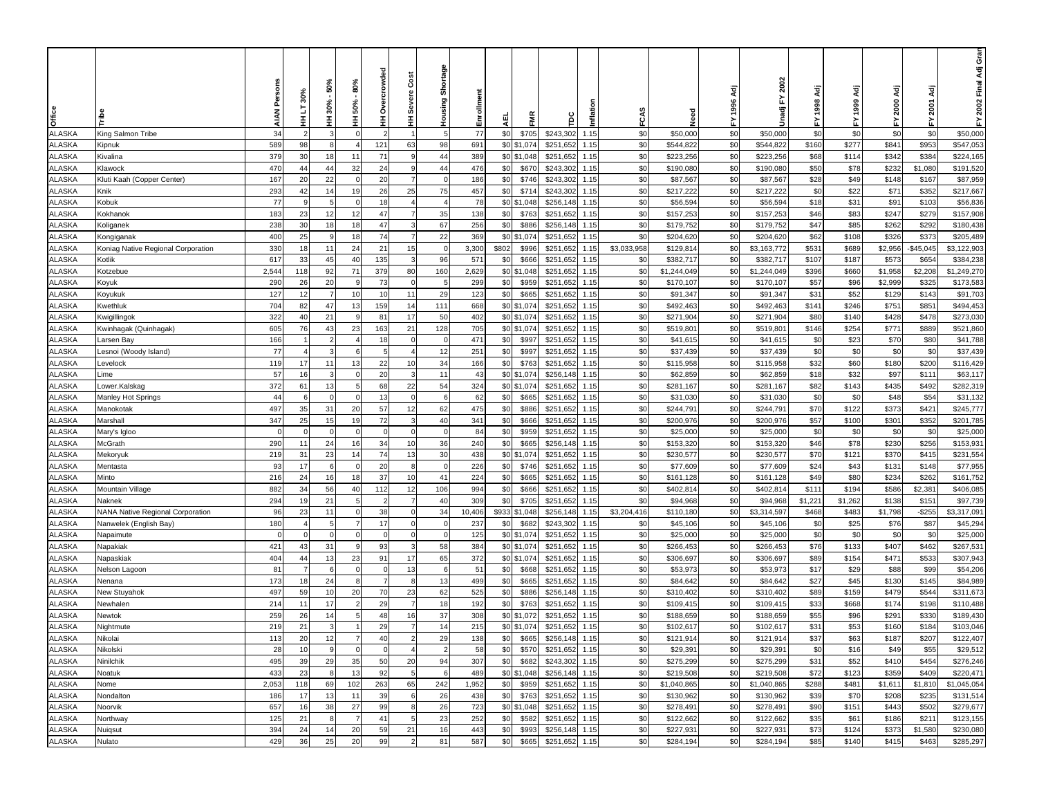| Office | Tribe | AIAN Persons | HH LT 30% | HH 30% - 50% | HH 50% - 80% | HH Overcrowded | HH Severe Cost | Housing Shortage | Enrollment | AEL | FMR | TDC | Inflation | FCAS | Need | FY 1996 Adj | Unadj FY 2002 | FY 1998 Adj | FY 1999 Adj | FY 2000 Adj | FY 2001 Adj | FY 2002 Final Adj Gran |
|---|---|---|---|---|---|---|---|---|---|---|---|---|---|---|---|---|---|---|---|---|---|---|
| ALASKA | King Salmon Tribe | 34 | 2 | 3 | 0 | 2 | 1 | 5 | 77 | $0 | $705 | $243,302 | 1.15 | $0 | $50,000 | $0 | $50,000 | $0 | $0 | $0 | $0 | $50,000 |
| ALASKA | Kipnuk | 589 | 98 | 8 | 4 | 121 | 63 | 98 | 691 | $0 | $1,074 | $251,652 | 1.15 | $0 | $544,822 | $0 | $544,822 | $160 | $277 | $841 | $953 | $547,053 |
| ALASKA | Kivalina | 379 | 30 | 18 | 11 | 71 | 9 | 44 | 389 | $0 | $1,048 | $251,652 | 1.15 | $0 | $223,256 | $0 | $223,256 | $68 | $114 | $342 | $384 | $224,165 |
| ALASKA | Klawock | 470 | 44 | 44 | 32 | 24 | 9 | 44 | 476 | $0 | $670 | $243,302 | 1.15 | $0 | $190,080 | $0 | $190,080 | $50 | $78 | $232 | $1,080 | $191,520 |
| ALASKA | Kluti Kaah (Copper Center) | 167 | 20 | 22 | 0 | 20 | 7 | 0 | 186 | $0 | $746 | $243,302 | 1.15 | $0 | $87,567 | $0 | $87,567 | $28 | $49 | $148 | $167 | $87,959 |
| ALASKA | Knik | 293 | 42 | 14 | 19 | 26 | 25 | 75 | 457 | $0 | $714 | $243,302 | 1.15 | $0 | $217,222 | $0 | $217,222 | $0 | $22 | $71 | $352 | $217,667 |
| ALASKA | Kobuk | 77 | 9 | 5 | 0 | 18 | 4 | 4 | 78 | $0 | $1,048 | $256,148 | 1.15 | $0 | $56,594 | $0 | $56,594 | $18 | $31 | $91 | $103 | $56,836 |
| ALASKA | Kokhanok | 183 | 23 | 12 | 12 | 47 | 7 | 35 | 138 | $0 | $763 | $251,652 | 1.15 | $0 | $157,253 | $0 | $157,253 | $46 | $83 | $247 | $279 | $157,908 |
| ALASKA | Koliganek | 238 | 30 | 18 | 18 | 47 | 3 | 67 | 256 | $0 | $886 | $256,148 | 1.15 | $0 | $179,752 | $0 | $179,752 | $47 | $85 | $262 | $292 | $180,438 |
| ALASKA | Kongiganak | 400 | 25 | 9 | 18 | 74 | 7 | 22 | 369 | $0 | $1,074 | $251,652 | 1.15 | $0 | $204,620 | $0 | $204,620 | $62 | $108 | $326 | $373 | $205,489 |
| ALASKA | Koniag Native Regional Corporation | 330 | 18 | 11 | 24 | 21 | 15 | 0 | 3,300 | $802 | $996 | $251,652 | 1.15 | $3,033,958 | $129,814 | $0 | $3,163,772 | $531 | $689 | $2,956 | -$45,045 | $3,122,903 |
| ALASKA | Kotlik | 617 | 33 | 45 | 40 | 135 | 3 | 96 | 571 | $0 | $666 | $251,652 | 1.15 | $0 | $382,717 | $0 | $382,717 | $107 | $187 | $573 | $654 | $384,238 |
| ALASKA | Kotzebue | 2,544 | 118 | 92 | 71 | 379 | 80 | 160 | 2,629 | $0 | $1,048 | $251,652 | 1.15 | $0 | $1,244,049 | $0 | $1,244,049 | $396 | $660 | $1,958 | $2,208 | $1,249,270 |
| ALASKA | Koyuk | 290 | 26 | 20 | 9 | 73 | 0 | 5 | 299 | $0 | $959 | $251,652 | 1.15 | $0 | $170,107 | $0 | $170,107 | $57 | $96 | $2,999 | $325 | $173,583 |
| ALASKA | Koyukuk | 127 | 12 | 7 | 10 | 10 | 11 | 29 | 123 | $0 | $665 | $251,652 | 1.15 | $0 | $91,347 | $0 | $91,347 | $31 | $52 | $129 | $143 | $91,703 |
| ALASKA | Kwethluk | 704 | 82 | 47 | 13 | 159 | 14 | 111 | 668 | $0 | $1,074 | $251,652 | 1.15 | $0 | $492,463 | $0 | $492,463 | $141 | $246 | $751 | $851 | $494,453 |
| ALASKA | Kwigillingok | 322 | 40 | 21 | 9 | 81 | 17 | 50 | 402 | $0 | $1,074 | $251,652 | 1.15 | $0 | $271,904 | $0 | $271,904 | $80 | $140 | $428 | $478 | $273,030 |
| ALASKA | Kwinhagak (Quinhagak) | 605 | 76 | 43 | 23 | 163 | 21 | 128 | 705 | $0 | $1,074 | $251,652 | 1.15 | $0 | $519,801 | $0 | $519,801 | $146 | $254 | $771 | $889 | $521,860 |
| ALASKA | Larsen Bay | 166 | 1 | 2 | 4 | 18 | 0 | 0 | 471 | $0 | $997 | $251,652 | 1.15 | $0 | $41,615 | $0 | $41,615 | $0 | $23 | $70 | $80 | $41,788 |
| ALASKA | Lesnoi (Woody Island) | 77 | 4 | 3 | 6 | 5 | 4 | 12 | 251 | $0 | $997 | $251,652 | 1.15 | $0 | $37,439 | $0 | $37,439 | $0 | $0 | $0 | $0 | $37,439 |
| ALASKA | Levelock | 119 | 17 | 11 | 13 | 22 | 10 | 34 | 166 | $0 | $763 | $251,652 | 1.15 | $0 | $115,958 | $0 | $115,958 | $32 | $60 | $180 | $200 | $116,429 |
| ALASKA | Lime | 57 | 16 | 3 | 0 | 20 | 3 | 11 | 43 | $0 | $1,074 | $256,148 | 1.15 | $0 | $62,859 | $0 | $62,859 | $18 | $32 | $97 | $111 | $63,117 |
| ALASKA | Lower.Kalskag | 372 | 61 | 13 | 5 | 68 | 22 | 54 | 324 | $0 | $1,074 | $251,652 | 1.15 | $0 | $281,167 | $0 | $281,167 | $82 | $143 | $435 | $492 | $282,319 |
| ALASKA | Manley Hot Springs | 44 | 6 | 0 | 0 | 13 | 0 | 6 | 62 | $0 | $665 | $251,652 | 1.15 | $0 | $31,030 | $0 | $31,030 | $0 | $0 | $48 | $54 | $31,132 |
| ALASKA | Manokotak | 497 | 35 | 31 | 20 | 57 | 12 | 62 | 475 | $0 | $886 | $251,652 | 1.15 | $0 | $244,791 | $0 | $244,791 | $70 | $122 | $373 | $421 | $245,777 |
| ALASKA | Marshall | 347 | 25 | 15 | 19 | 72 | 3 | 40 | 341 | $0 | $666 | $251,652 | 1.15 | $0 | $200,976 | $0 | $200,976 | $57 | $100 | $301 | $352 | $201,785 |
| ALASKA | Mary's Igloo | 0 | 0 | 0 | 0 | 0 | 0 | 0 | 84 | $0 | $959 | $251,652 | 1.15 | $0 | $25,000 | $0 | $25,000 | $0 | $0 | $0 | $0 | $25,000 |
| ALASKA | McGrath | 290 | 11 | 24 | 16 | 34 | 10 | 36 | 240 | $0 | $665 | $256,148 | 1.15 | $0 | $153,320 | $0 | $153,320 | $46 | $78 | $230 | $256 | $153,931 |
| ALASKA | Mekoryuk | 219 | 31 | 23 | 14 | 74 | 13 | 30 | 438 | $0 | $1,074 | $251,652 | 1.15 | $0 | $230,577 | $0 | $230,577 | $70 | $121 | $370 | $415 | $231,554 |
| ALASKA | Mentasta | 93 | 17 | 6 | 0 | 20 | 8 | 0 | 226 | $0 | $746 | $251,652 | 1.15 | $0 | $77,609 | $0 | $77,609 | $24 | $43 | $131 | $148 | $77,955 |
| ALASKA | Minto | 216 | 24 | 16 | 18 | 37 | 10 | 41 | 224 | $0 | $665 | $251,652 | 1.15 | $0 | $161,128 | $0 | $161,128 | $49 | $80 | $234 | $262 | $161,752 |
| ALASKA | Mountain Village | 882 | 34 | 56 | 40 | 112 | 12 | 106 | 994 | $0 | $666 | $251,652 | 1.15 | $0 | $402,814 | $0 | $402,814 | $111 | $194 | $586 | $2,381 | $406,085 |
| ALASKA | Naknek | 294 | 19 | 21 | 5 | 2 | 7 | 40 | 309 | $0 | $705 | $251,652 | 1.15 | $0 | $94,968 | $0 | $94,968 | $1,221 | $1,262 | $138 | $151 | $97,739 |
| ALASKA | NANA Native Regional Corporation | 96 | 23 | 11 | 0 | 38 | 0 | 34 | 10,406 | $933 | $1,048 | $256,148 | 1.15 | $3,204,416 | $110,180 | $0 | $3,314,597 | $468 | $483 | $1,798 | -$255 | $3,317,091 |
| ALASKA | Nanwelek (English Bay) | 180 | 4 | 5 | 7 | 17 | 0 | 0 | 237 | $0 | $682 | $243,302 | 1.15 | $0 | $45,106 | $0 | $45,106 | $0 | $25 | $76 | $87 | $45,294 |
| ALASKA | Napaimute | 0 | 0 | 0 | 0 | 0 | 0 | 0 | 125 | $0 | $1,074 | $251,652 | 1.15 | $0 | $25,000 | $0 | $25,000 | $0 | $0 | $0 | $0 | $25,000 |
| ALASKA | Napakiak | 421 | 43 | 31 | 9 | 93 | 3 | 58 | 384 | $0 | $1,074 | $251,652 | 1.15 | $0 | $266,453 | $0 | $266,453 | $76 | $133 | $407 | $462 | $267,531 |
| ALASKA | Napaskiak | 404 | 44 | 13 | 23 | 91 | 17 | 65 | 372 | $0 | $1,074 | $251,652 | 1.15 | $0 | $306,697 | $0 | $306,697 | $89 | $154 | $471 | $533 | $307,943 |
| ALASKA | Nelson Lagoon | 81 | 7 | 6 | 0 | 0 | 13 | 6 | 51 | $0 | $668 | $251,652 | 1.15 | $0 | $53,973 | $0 | $53,973 | $17 | $29 | $88 | $99 | $54,206 |
| ALASKA | Nenana | 173 | 18 | 24 | 8 | 7 | 8 | 13 | 499 | $0 | $665 | $251,652 | 1.15 | $0 | $84,642 | $0 | $84,642 | $27 | $45 | $130 | $145 | $84,989 |
| ALASKA | New Stuyahok | 497 | 59 | 10 | 20 | 70 | 23 | 62 | 525 | $0 | $886 | $256,148 | 1.15 | $0 | $310,402 | $0 | $310,402 | $89 | $159 | $479 | $544 | $311,673 |
| ALASKA | Newhalen | 214 | 11 | 17 | 2 | 29 | 7 | 18 | 192 | $0 | $763 | $251,652 | 1.15 | $0 | $109,415 | $0 | $109,415 | $33 | $668 | $174 | $198 | $110,488 |
| ALASKA | Newtok | 259 | 26 | 14 | 5 | 48 | 16 | 37 | 308 | $0 | $1,072 | $251,652 | 1.15 | $0 | $188,659 | $0 | $188,659 | $55 | $96 | $291 | $330 | $189,430 |
| ALASKA | Nightmute | 219 | 21 | 3 | 1 | 29 | 7 | 14 | 215 | $0 | $1,074 | $251,652 | 1.15 | $0 | $102,617 | $0 | $102,617 | $31 | $53 | $160 | $184 | $103,046 |
| ALASKA | Nikolai | 113 | 20 | 12 | 7 | 40 | 2 | 29 | 138 | $0 | $665 | $256,148 | 1.15 | $0 | $121,914 | $0 | $121,914 | $37 | $63 | $187 | $207 | $122,407 |
| ALASKA | Nikolski | 28 | 10 | 9 | 0 | 0 | 4 | 2 | 58 | $0 | $570 | $251,652 | 1.15 | $0 | $29,391 | $0 | $29,391 | $0 | $16 | $49 | $55 | $29,512 |
| ALASKA | Ninilchik | 495 | 39 | 29 | 35 | 50 | 20 | 94 | 307 | $0 | $682 | $243,302 | 1.15 | $0 | $275,299 | $0 | $275,299 | $31 | $52 | $410 | $454 | $276,246 |
| ALASKA | Noatuk | 433 | 23 | 8 | 13 | 92 | 5 | 6 | 489 | $0 | $1,048 | $256,148 | 1.15 | $0 | $219,508 | $0 | $219,508 | $72 | $123 | $359 | $409 | $220,471 |
| ALASKA | Nome | 2,053 | 118 | 69 | 102 | 263 | 65 | 242 | 1,952 | $0 | $959 | $251,652 | 1.15 | $0 | $1,040,865 | $0 | $1,040,865 | $288 | $481 | $1,611 | $1,810 | $1,045,054 |
| ALASKA | Nondalton | 186 | 17 | 13 | 11 | 39 | 6 | 26 | 438 | $0 | $763 | $251,652 | 1.15 | $0 | $130,962 | $0 | $130,962 | $39 | $70 | $208 | $235 | $131,514 |
| ALASKA | Noorvik | 657 | 16 | 38 | 27 | 99 | 8 | 26 | 723 | $0 | $1,048 | $251,652 | 1.15 | $0 | $278,491 | $0 | $278,491 | $90 | $151 | $443 | $502 | $279,677 |
| ALASKA | Northway | 125 | 21 | 8 | 7 | 41 | 5 | 23 | 252 | $0 | $582 | $251,652 | 1.15 | $0 | $122,662 | $0 | $122,662 | $35 | $61 | $186 | $211 | $123,155 |
| ALASKA | Nuiqsut | 394 | 24 | 14 | 20 | 59 | 21 | 16 | 443 | $0 | $993 | $256,148 | 1.15 | $0 | $227,931 | $0 | $227,931 | $73 | $124 | $373 | $1,580 | $230,080 |
| ALASKA | Nulato | 429 | 36 | 25 | 20 | 99 | 2 | 81 | 587 | $0 | $665 | $251,652 | 1.15 | $0 | $284,194 | $0 | $284,194 | $85 | $140 | $415 | $463 | $285,297 |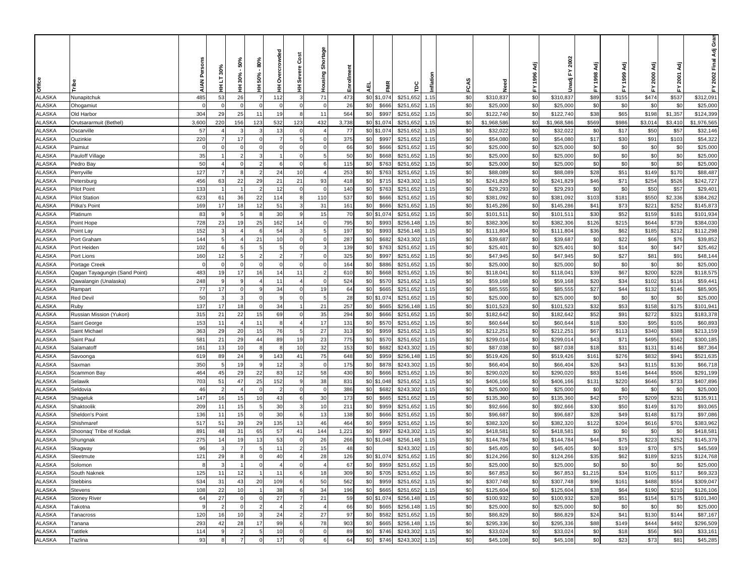| Office | Tribe | AIAN Persons | HH LT 30% | HH 30% - 50% | HH 50% - 80% | HH Overcrowded | HH Severe Cost | Housing Shortage | Enrollment | AEL | FMR | TDC | Inflation | FCAS | Need | FY 1996 Adj | Unadj FY 2002 | FY 1998 Adj | FY 1999 Adj | FY 2000 Adj | FY 2001 Adj | FY 2002 Final Adj Gran |
|---|---|---|---|---|---|---|---|---|---|---|---|---|---|---|---|---|---|---|---|---|---|---|
| ALASKA | Nunapitchuk | 485 | 53 | 26 | 7 | 112 | 3 | 71 | 473 | $0 | $1,074 | $251,652 | 1.15 | $0 | $310,837 | $0 | $310,837 | $89 | $155 | $474 | $537 | $312,091 |
| ALASKA | Ohogamiut | 0 | 0 | 0 | 0 | 0 | 0 | 0 | 26 | $0 | $666 | $251,652 | 1.15 | $0 | $25,000 | $0 | $25,000 | $0 | $0 | $0 | $0 | $25,000 |
| ALASKA | Old Harbor | 304 | 29 | 25 | 11 | 19 | 8 | 11 | 564 | $0 | $997 | $251,652 | 1.15 | $0 | $122,740 | $0 | $122,740 | $38 | $65 | $198 | $1,357 | $124,399 |
| ALASKA | Orutsararmuit (Bethel) | 3,600 | 220 | 156 | 123 | 532 | 123 | 432 | 3,738 | $0 | $1,074 | $251,652 | 1.15 | $0 | $1,968,586 | $0 | $1,968,586 | $569 | $986 | $3,014 | $3,410 | $1,976,565 |
| ALASKA | Oscarville | 57 | 4 | 3 | 3 | 13 | 0 | 4 | 77 | $0 | $1,074 | $251,652 | 1.15 | $0 | $32,022 | $0 | $32,022 | $0 | $17 | $50 | $57 | $32,146 |
| ALASKA | Ouzinkie | 220 | 7 | 17 | 0 | 7 | 5 | 0 | 375 | $0 | $997 | $251,652 | 1.15 | $0 | $54,080 | $0 | $54,080 | $17 | $30 | $91 | $103 | $54,322 |
| ALASKA | Paimiut | 0 | 0 | 0 | 0 | 0 | 0 | 0 | 66 | $0 | $666 | $251,652 | 1.15 | $0 | $25,000 | $0 | $25,000 | $0 | $0 | $0 | $0 | $25,000 |
| ALASKA | Pauloff Village | 35 | 1 | 2 | 3 | 1 | 0 | 5 | 50 | $0 | $668 | $251,652 | 1.15 | $0 | $25,000 | $0 | $25,000 | $0 | $0 | $0 | $0 | $25,000 |
| ALASKA | Pedro Bay | 50 | 4 | 0 | 2 | 6 | 0 | 6 | 115 | $0 | $763 | $251,652 | 1.15 | $0 | $25,000 | $0 | $25,000 | $0 | $0 | $0 | $0 | $25,000 |
| ALASKA | Perryville | 127 | 7 | 8 | 2 | 24 | 10 | 4 | 253 | $0 | $763 | $251,652 | 1.15 | $0 | $88,089 | $0 | $88,089 | $28 | $51 | $149 | $170 | $88,487 |
| ALASKA | Petersburg | 456 | 63 | 22 | 29 | 21 | 21 | 93 | 418 | $0 | $715 | $243,302 | 1.15 | $0 | $241,829 | $0 | $241,829 | $46 | $71 | $254 | $526 | $242,727 |
| ALASKA | Pilot Point | 133 | 1 | 1 | 2 | 12 | 0 | 0 | 140 | $0 | $763 | $251,652 | 1.15 | $0 | $29,293 | $0 | $29,293 | $0 | $0 | $50 | $57 | $29,401 |
| ALASKA | Pilot Station | 623 | 61 | 36 | 22 | 114 | 8 | 110 | 537 | $0 | $666 | $251,652 | 1.15 | $0 | $381,092 | $0 | $381,092 | $103 | $181 | $550 | $2,336 | $384,262 |
| ALASKA | Pitka's Point | 169 | 17 | 18 | 12 | 51 | 3 | 31 | 161 | $0 | $666 | $251,652 | 1.15 | $0 | $145,286 | $0 | $145,286 | $41 | $73 | $221 | $252 | $145,873 |
| ALASKA | Platinum | 83 | 9 | 5 | 8 | 30 | 9 | 15 | 70 | $0 | $1,074 | $251,652 | 1.15 | $0 | $101,511 | $0 | $101,511 | $30 | $52 | $159 | $181 | $101,934 |
| ALASKA | Point Hope | 728 | 23 | 19 | 25 | 162 | 14 | 0 | 795 | $0 | $993 | $256,148 | 1.15 | $0 | $382,306 | $0 | $382,306 | $126 | $215 | $644 | $739 | $384,030 |
| ALASKA | Point Lay | 152 | 3 | 4 | 6 | 54 | 3 | 5 | 197 | $0 | $993 | $256,148 | 1.15 | $0 | $111,804 | $0 | $111,804 | $36 | $62 | $185 | $212 | $112,298 |
| ALASKA | Port Graham | 144 | 5 | 4 | 21 | 10 | 0 | 0 | 287 | $0 | $682 | $243,302 | 1.15 | $0 | $39,687 | $0 | $39,687 | $0 | $22 | $66 | $76 | $39,852 |
| ALASKA | Port Heiden | 102 | 6 | 5 | 5 | 5 | 0 | 3 | 139 | $0 | $763 | $251,652 | 1.15 | $0 | $25,401 | $0 | $25,401 | $0 | $14 | $0 | $47 | $25,462 |
| ALASKA | Port Lions | 160 | 12 | 5 | 2 | 2 | 7 | 0 | 325 | $0 | $997 | $251,652 | 1.15 | $0 | $47,945 | $0 | $47,945 | $0 | $27 | $81 | $91 | $48,144 |
| ALASKA | Portage Creek | 0 | 0 | 0 | 0 | 0 | 0 | 0 | 164 | $0 | $886 | $251,652 | 1.15 | $0 | $25,000 | $0 | $25,000 | $0 | $0 | $0 | $0 | $25,000 |
| ALASKA | Qagan Tayagungin (Sand Point) | 483 | 19 | 17 | 16 | 14 | 11 | 2 | 610 | $0 | $668 | $251,652 | 1.15 | $0 | $118,041 | $0 | $118,041 | $39 | $67 | $200 | $228 | $118,575 |
| ALASKA | Qawalangin (Unalaska) | 248 | 9 | 9 | 4 | 11 | 4 | 0 | 524 | $0 | $570 | $251,652 | 1.15 | $0 | $59,168 | $0 | $59,168 | $20 | $34 | $102 | $116 | $59,441 |
| ALASKA | Rampart | 77 | 17 | 0 | 9 | 34 | 0 | 19 | 64 | $0 | $665 | $251,652 | 1.15 | $0 | $85,555 | $0 | $85,555 | $27 | $44 | $132 | $146 | $85,905 |
| ALASKA | Red Devil | 50 | 3 | 3 | 0 | 9 | 0 | 5 | 28 | $0 | $1,074 | $251,652 | 1.15 | $0 | $25,000 | $0 | $25,000 | $0 | $0 | $0 | $0 | $25,000 |
| ALASKA | Ruby | 137 | 17 | 18 | 0 | 34 | 1 | 21 | 257 | $0 | $665 | $256,148 | 1.15 | $0 | $101,523 | $0 | $101,523 | $32 | $53 | $158 | $175 | $101,941 |
| ALASKA | Russian Mission (Yukon) | 315 | 21 | 22 | 15 | 69 | 0 | 35 | 294 | $0 | $666 | $251,652 | 1.15 | $0 | $182,642 | $0 | $182,642 | $52 | $91 | $272 | $321 | $183,378 |
| ALASKA | Saint George | 153 | 11 | 4 | 11 | 8 | 4 | 17 | 131 | $0 | $570 | $251,652 | 1.15 | $0 | $60,644 | $0 | $60,644 | $18 | $30 | $95 | $105 | $60,893 |
| ALASKA | Saint Michael | 363 | 29 | 20 | 15 | 76 | 5 | 27 | 313 | $0 | $959 | $251,652 | 1.15 | $0 | $212,251 | $0 | $212,251 | $67 | $113 | $340 | $388 | $213,159 |
| ALASKA | Saint Paul | 581 | 21 | 29 | 44 | 89 | 19 | 23 | 775 | $0 | $570 | $251,652 | 1.15 | $0 | $299,014 | $0 | $299,014 | $43 | $71 | $495 | $562 | $300,185 |
| ALASKA | Salamatoff | 161 | 13 | 10 | 8 | 8 | 10 | 32 | 153 | $0 | $682 | $243,302 | 1.15 | $0 | $87,038 | $0 | $87,038 | $18 | $31 | $131 | $146 | $87,364 |
| ALASKA | Savoonga | 619 | 89 | 24 | 9 | 143 | 41 | 75 | 648 | $0 | $959 | $256,148 | 1.15 | $0 | $519,426 | $0 | $519,426 | $161 | $276 | $832 | $941 | $521,635 |
| ALASKA | Saxman | 350 | 5 | 19 | 9 | 12 | 3 | 0 | 175 | $0 | $878 | $243,302 | 1.15 | $0 | $66,404 | $0 | $66,404 | $26 | $43 | $115 | $130 | $66,718 |
| ALASKA | Scammon Bay | 464 | 45 | 29 | 22 | 83 | 12 | 58 | 430 | $0 | $666 | $251,652 | 1.15 | $0 | $290,020 | $0 | $290,020 | $83 | $146 | $444 | $506 | $291,199 |
| ALASKA | Selawik | 703 | 51 | 47 | 25 | 152 | 9 | 38 | 831 | $0 | $1,048 | $251,652 | 1.15 | $0 | $406,166 | $0 | $406,166 | $131 | $220 | $646 | $733 | $407,896 |
| ALASKA | Seldovia | 46 | 2 | 4 | 0 | 2 | 0 | 0 | 386 | $0 | $682 | $243,302 | 1.15 | $0 | $25,000 | $0 | $25,000 | $0 | $0 | $0 | $0 | $25,000 |
| ALASKA | Shageluk | 147 | 16 | 15 | 10 | 43 | 6 | 30 | 173 | $0 | $665 | $251,652 | 1.15 | $0 | $135,360 | $0 | $135,360 | $42 | $70 | $209 | $231 | $135,911 |
| ALASKA | Shaktoolik | 209 | 11 | 15 | 5 | 30 | 3 | 10 | 211 | $0 | $959 | $251,652 | 1.15 | $0 | $92,666 | $0 | $92,666 | $30 | $50 | $149 | $170 | $93,065 |
| ALASKA | Sheldon's Point | 136 | 11 | 15 | 0 | 30 | 6 | 13 | 138 | $0 | $666 | $251,652 | 1.15 | $0 | $96,687 | $0 | $96,687 | $28 | $49 | $148 | $173 | $97,086 |
| ALASKA | Shishmaref | 517 | 51 | 39 | 29 | 135 | 13 | 46 | 464 | $0 | $959 | $251,652 | 1.15 | $0 | $382,320 | $0 | $382,320 | $122 | $204 | $616 | $701 | $383,962 |
| ALASKA | Shoonaq' Tribe of Kodiak | 891 | 48 | 31 | 65 | 57 | 41 | 144 | 1,221 | $0 | $997 | $243,302 | 1.15 | $0 | $418,581 | $0 | $418,581 | $0 | $0 | $0 | $0 | $418,581 |
| ALASKA | Shungnak | 275 | 14 | 19 | 13 | 53 | 0 | 26 | 266 | $0 | $1,048 | $256,148 | 1.15 | $0 | $144,784 | $0 | $144,784 | $44 | $75 | $223 | $252 | $145,379 |
| ALASKA | Skagway | 96 | 3 | 7 | 5 | 11 | 2 | 15 | 48 | $0 | | $243,302 | 1.15 | $0 | $45,405 | $0 | $45,405 | $0 | $19 | $70 | $75 | $45,569 |
| ALASKA | Sleetmute | 121 | 29 | 8 | 0 | 40 | 4 | 28 | 126 | $0 | $1,074 | $251,652 | 1.15 | $0 | $124,266 | $0 | $124,266 | $35 | $62 | $189 | $215 | $124,768 |
| ALASKA | Solomon | 8 | 3 | 1 | 0 | 4 | 0 | 4 | 67 | $0 | $959 | $251,652 | 1.15 | $0 | $25,000 | $0 | $25,000 | $0 | $0 | $0 | $0 | $25,000 |
| ALASKA | South Naknek | 125 | 11 | 12 | 1 | 11 | 6 | 18 | 309 | $0 | $705 | $251,652 | 1.15 | $0 | $67,853 | $0 | $67,853 | $1,215 | $34 | $105 | $117 | $69,323 |
| ALASKA | Stebbins | 534 | 31 | 43 | 20 | 109 | 6 | 50 | 562 | $0 | $959 | $251,652 | 1.15 | $0 | $307,748 | $0 | $307,748 | $96 | $161 | $488 | $554 | $309,047 |
| ALASKA | Stevens | 108 | 22 | 10 | 1 | 38 | 6 | 34 | 196 | $0 | $665 | $251,652 | 1.15 | $0 | $125,604 | $0 | $125,604 | $38 | $64 | $190 | $210 | $126,106 |
| ALASKA | Stoney River | 64 | 27 | 0 | 0 | 27 | 7 | 21 | 59 | $0 | $1,074 | $256,148 | 1.15 | $0 | $100,932 | $0 | $100,932 | $28 | $51 | $154 | $175 | $101,340 |
| ALASKA | Takotna | 9 | 2 | 0 | 2 | 4 | 2 | 4 | 66 | $0 | $665 | $256,148 | 1.15 | $0 | $25,000 | $0 | $25,000 | $0 | $0 | $0 | $0 | $25,000 |
| ALASKA | Tanacross | 120 | 16 | 10 | 3 | 24 | 2 | 27 | 97 | $0 | $582 | $251,652 | 1.15 | $0 | $86,829 | $0 | $86,829 | $24 | $41 | $130 | $144 | $87,167 |
| ALASKA | Tanana | 293 | 42 | 28 | 17 | 99 | 6 | 78 | 903 | $0 | $665 | $256,148 | 1.15 | $0 | $295,336 | $0 | $295,336 | $88 | $149 | $444 | $492 | $296,509 |
| ALASKA | Tatitlek | 114 | 9 | 2 | 5 | 10 | 0 | 0 | 89 | $0 | $746 | $243,302 | 1.15 | $0 | $33,024 | $0 | $33,024 | $0 | $18 | $56 | $63 | $33,161 |
| ALASKA | Tazlina | 93 | 8 | 7 | 0 | 17 | 0 | 6 | 64 | $0 | $746 | $243,302 | 1.15 | $0 | $45,108 | $0 | $45,108 | $0 | $23 | $73 | $81 | $45,285 |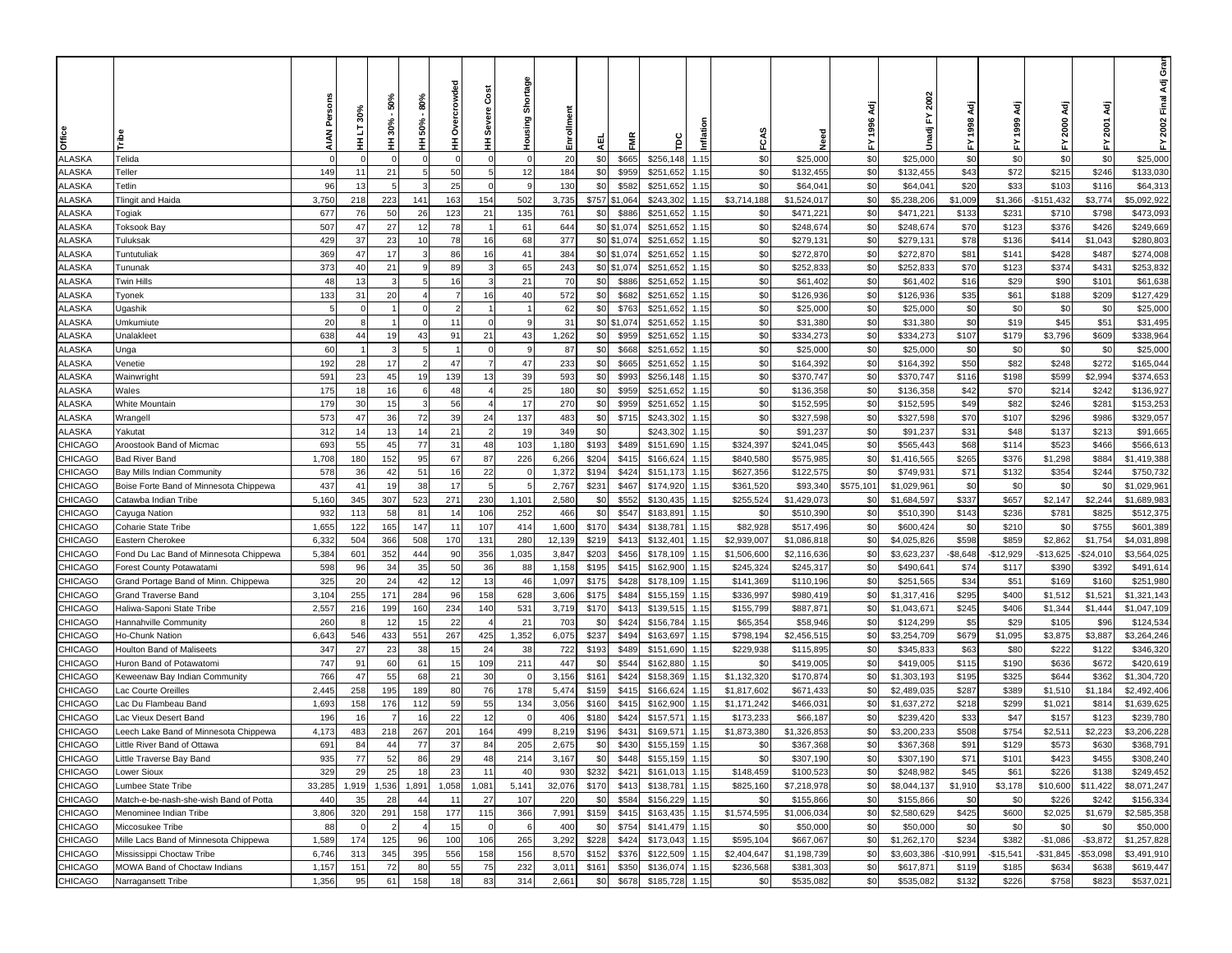| Office | Tribe | AIAN Persons | HH LT 30% | HH 30% - 50% | HH 50% - 80% | HH Overcrowded | HH Severe Cost | Housing Shortage | Enrollment | AEL | FMR | TDC | Inflation | FCAS | Need | FY 1996 Adj | Unadj FY 2002 | FY 1998 Adj | FY 1999 Adj | FY 2000 Adj | FY 2001 Adj | FY 2002 Final Adj Gran |
|---|---|---|---|---|---|---|---|---|---|---|---|---|---|---|---|---|---|---|---|---|---|---|
| ALASKA | Telida | 0 | 0 | 0 | 0 | 0 | 0 | 0 | 20 | $0 | $665 | $256,148 | 1.15 | $0 | $25,000 | $0 | $25,000 | $0 | $0 | $0 | $0 | $25,000 |
| ALASKA | Teller | 149 | 11 | 21 | 5 | 50 | 5 | 12 | 184 | $0 | $959 | $251,652 | 1.15 | $0 | $132,455 | $0 | $132,455 | $43 | $72 | $215 | $246 | $133,030 |
| ALASKA | Tetlin | 96 | 13 | 5 | 3 | 25 | 0 | 9 | 130 | $0 | $582 | $251,652 | 1.15 | $0 | $64,041 | $0 | $64,041 | $20 | $33 | $103 | $116 | $64,313 |
| ALASKA | Tlingit and Haida | 3,750 | 218 | 223 | 141 | 163 | 154 | 502 | 3,735 | $757 | $1,064 | $243,302 | 1.15 | $3,714,188 | $1,524,017 | $0 | $5,238,206 | $1,009 | $1,366 | -$151,432 | $3,774 | $5,092,922 |
| ALASKA | Togiak | 677 | 76 | 50 | 26 | 123 | 21 | 135 | 761 | $0 | $886 | $251,652 | 1.15 | $0 | $471,221 | $0 | $471,221 | $133 | $231 | $710 | $798 | $473,093 |
| ALASKA | Toksook Bay | 507 | 47 | 27 | 12 | 78 | 1 | 61 | 644 | $0 | $1,074 | $251,652 | 1.15 | $0 | $248,674 | $0 | $248,674 | $70 | $123 | $376 | $426 | $249,669 |
| ALASKA | Tuluksak | 429 | 37 | 23 | 10 | 78 | 16 | 68 | 377 | $0 | $1,074 | $251,652 | 1.15 | $0 | $279,131 | $0 | $279,131 | $78 | $136 | $414 | $1,043 | $280,803 |
| ALASKA | Tuntutuliak | 369 | 47 | 17 | 3 | 86 | 16 | 41 | 384 | $0 | $1,074 | $251,652 | 1.15 | $0 | $272,870 | $0 | $272,870 | $81 | $141 | $428 | $487 | $274,008 |
| ALASKA | Tununak | 373 | 40 | 21 | 9 | 89 | 3 | 65 | 243 | $0 | $1,074 | $251,652 | 1.15 | $0 | $252,833 | $0 | $252,833 | $70 | $123 | $374 | $431 | $253,832 |
| ALASKA | Twin Hills | 48 | 13 | 3 | 5 | 16 | 3 | 21 | 70 | $0 | $886 | $251,652 | 1.15 | $0 | $61,402 | $0 | $61,402 | $16 | $29 | $90 | $101 | $61,638 |
| ALASKA | Tyonek | 133 | 31 | 20 | 4 | 7 | 16 | 40 | 572 | $0 | $682 | $251,652 | 1.15 | $0 | $126,936 | $0 | $126,936 | $35 | $61 | $188 | $209 | $127,429 |
| ALASKA | Ugashik | 5 | 0 | 1 | 0 | 2 | 1 | 1 | 62 | $0 | $763 | $251,652 | 1.15 | $0 | $25,000 | $0 | $25,000 | $0 | $0 | $0 | $0 | $25,000 |
| ALASKA | Umkumiute | 20 | 8 | 1 | 0 | 11 | 0 | 9 | 31 | $0 | $1,074 | $251,652 | 1.15 | $0 | $31,380 | $0 | $31,380 | $0 | $19 | $45 | $51 | $31,495 |
| ALASKA | Unalakleet | 638 | 44 | 19 | 43 | 91 | 21 | 43 | 1,262 | $0 | $959 | $251,652 | 1.15 | $0 | $334,273 | $0 | $334,273 | $107 | $179 | $3,796 | $609 | $338,964 |
| ALASKA | Unga | 60 | 1 | 3 | 5 | 1 | 0 | 9 | 87 | $0 | $668 | $251,652 | 1.15 | $0 | $25,000 | $0 | $25,000 | $0 | $0 | $0 | $0 | $25,000 |
| ALASKA | Venetie | 192 | 28 | 17 | 2 | 47 | 7 | 47 | 233 | $0 | $665 | $251,652 | 1.15 | $0 | $164,392 | $0 | $164,392 | $50 | $82 | $248 | $272 | $165,044 |
| ALASKA | Wainwright | 591 | 23 | 45 | 19 | 139 | 13 | 39 | 593 | $0 | $993 | $256,148 | 1.15 | $0 | $370,747 | $0 | $370,747 | $116 | $198 | $599 | $2,994 | $374,653 |
| ALASKA | Wales | 175 | 18 | 16 | 6 | 48 | 4 | 25 | 180 | $0 | $959 | $251,652 | 1.15 | $0 | $136,358 | $0 | $136,358 | $42 | $70 | $214 | $242 | $136,927 |
| ALASKA | White Mountain | 179 | 30 | 15 | 3 | 56 | 4 | 17 | 270 | $0 | $959 | $251,652 | 1.15 | $0 | $152,595 | $0 | $152,595 | $49 | $82 | $246 | $281 | $153,253 |
| ALASKA | Wrangell | 573 | 47 | 36 | 72 | 39 | 24 | 137 | 483 | $0 | $715 | $243,302 | 1.15 | $0 | $327,598 | $0 | $327,598 | $70 | $107 | $296 | $986 | $329,057 |
| ALASKA | Yakutat | 312 | 14 | 13 | 14 | 21 | 2 | 19 | 349 | $0 | | $243,302 | 1.15 | $0 | $91,237 | $0 | $91,237 | $31 | $48 | $137 | $213 | $91,665 |
| CHICAGO | Aroostook Band of Micmac | 693 | 55 | 45 | 77 | 31 | 48 | 103 | 1,180 | $193 | $489 | $151,690 | 1.15 | $324,397 | $241,045 | $0 | $565,443 | $68 | $114 | $523 | $466 | $566,613 |
| CHICAGO | Bad River Band | 1,708 | 180 | 152 | 95 | 67 | 87 | 226 | 6,266 | $204 | $415 | $166,624 | 1.15 | $840,580 | $575,985 | $0 | $1,416,565 | $265 | $376 | $1,298 | $884 | $1,419,388 |
| CHICAGO | Bay Mills Indian Community | 578 | 36 | 42 | 51 | 16 | 22 | 0 | 1,372 | $194 | $424 | $151,173 | 1.15 | $627,356 | $122,575 | $0 | $749,931 | $71 | $132 | $354 | $244 | $750,732 |
| CHICAGO | Boise Forte Band of Minnesota Chippewa | 437 | 41 | 19 | 38 | 17 | 5 | 5 | 2,767 | $231 | $467 | $174,920 | 1.15 | $361,520 | $93,340 | $575,101 | $1,029,961 | $0 | $0 | $0 | $0 | $1,029,961 |
| CHICAGO | Catawba Indian Tribe | 5,160 | 345 | 307 | 523 | 271 | 230 | 1,101 | 2,580 | $0 | $552 | $130,435 | 1.15 | $255,524 | $1,429,073 | $0 | $1,684,597 | $337 | $657 | $2,147 | $2,244 | $1,689,983 |
| CHICAGO | Cayuga Nation | 932 | 113 | 58 | 81 | 14 | 106 | 252 | 466 | $0 | $547 | $183,891 | 1.15 | $0 | $510,390 | $0 | $510,390 | $143 | $236 | $781 | $825 | $512,375 |
| CHICAGO | Coharie State Tribe | 1,655 | 122 | 165 | 147 | 11 | 107 | 414 | 1,600 | $170 | $434 | $138,781 | 1.15 | $82,928 | $517,496 | $0 | $600,424 | $0 | $210 | $0 | $755 | $601,389 |
| CHICAGO | Eastern Cherokee | 6,332 | 504 | 366 | 508 | 170 | 131 | 280 | 12,139 | $219 | $413 | $132,401 | 1.15 | $2,939,007 | $1,086,818 | $0 | $4,025,826 | $598 | $859 | $2,862 | $1,754 | $4,031,898 |
| CHICAGO | Fond Du Lac Band of Minnesota Chippewa | 5,384 | 601 | 352 | 444 | 90 | 356 | 1,035 | 3,847 | $203 | $456 | $178,109 | 1.15 | $1,506,600 | $2,116,636 | $0 | $3,623,237 | -$8,648 | -$12,929 | -$13,625 | -$24,010 | $3,564,025 |
| CHICAGO | Forest County Potawatami | 598 | 96 | 34 | 35 | 50 | 36 | 88 | 1,158 | $195 | $415 | $162,900 | 1.15 | $245,324 | $245,317 | $0 | $490,641 | $74 | $117 | $390 | $392 | $491,614 |
| CHICAGO | Grand Portage Band of Minn. Chippewa | 325 | 20 | 24 | 42 | 12 | 13 | 46 | 1,097 | $175 | $428 | $178,109 | 1.15 | $141,369 | $110,196 | $0 | $251,565 | $34 | $51 | $169 | $160 | $251,980 |
| CHICAGO | Grand Traverse Band | 3,104 | 255 | 171 | 284 | 96 | 158 | 628 | 3,606 | $175 | $484 | $155,159 | 1.15 | $336,997 | $980,419 | $0 | $1,317,416 | $295 | $400 | $1,512 | $1,521 | $1,321,143 |
| CHICAGO | Haliwa-Saponi State Tribe | 2,557 | 216 | 199 | 160 | 234 | 140 | 531 | 3,719 | $170 | $413 | $139,515 | 1.15 | $155,799 | $887,871 | $0 | $1,043,671 | $245 | $406 | $1,344 | $1,444 | $1,047,109 |
| CHICAGO | Hannahville Community | 260 | 8 | 12 | 15 | 22 | 4 | 21 | 703 | $0 | $424 | $156,784 | 1.15 | $65,354 | $58,946 | $0 | $124,299 | $5 | $29 | $105 | $96 | $124,534 |
| CHICAGO | Ho-Chunk Nation | 6,643 | 546 | 433 | 551 | 267 | 425 | 1,352 | 6,075 | $237 | $494 | $163,697 | 1.15 | $798,194 | $2,456,515 | $0 | $3,254,709 | $679 | $1,095 | $3,875 | $3,887 | $3,264,246 |
| CHICAGO | Houlton Band of Maliseets | 347 | 27 | 23 | 38 | 15 | 24 | 38 | 722 | $193 | $489 | $151,690 | 1.15 | $229,938 | $115,895 | $0 | $345,833 | $63 | $80 | $222 | $122 | $346,320 |
| CHICAGO | Huron Band of Potawatomi | 747 | 91 | 60 | 61 | 15 | 109 | 211 | 447 | $0 | $544 | $162,880 | 1.15 | $0 | $419,005 | $0 | $419,005 | $115 | $190 | $636 | $672 | $420,619 |
| CHICAGO | Keweenaw Bay Indian Community | 766 | 47 | 55 | 68 | 21 | 30 | 0 | 3,156 | $161 | $424 | $158,369 | 1.15 | $1,132,320 | $170,874 | $0 | $1,303,193 | $195 | $325 | $644 | $362 | $1,304,720 |
| CHICAGO | Lac Courte Oreilles | 2,445 | 258 | 195 | 189 | 80 | 76 | 178 | 5,474 | $159 | $415 | $166,624 | 1.15 | $1,817,602 | $671,433 | $0 | $2,489,035 | $287 | $389 | $1,510 | $1,184 | $2,492,406 |
| CHICAGO | Lac Du Flambeau Band | 1,693 | 158 | 176 | 112 | 59 | 55 | 134 | 3,056 | $160 | $415 | $162,900 | 1.15 | $1,171,242 | $466,031 | $0 | $1,637,272 | $218 | $299 | $1,021 | $814 | $1,639,625 |
| CHICAGO | Lac Vieux Desert Band | 196 | 16 | 7 | 16 | 22 | 12 | 0 | 406 | $180 | $424 | $157,571 | 1.15 | $173,233 | $66,187 | $0 | $239,420 | $33 | $47 | $157 | $123 | $239,780 |
| CHICAGO | Leech Lake Band of Minnesota Chippewa | 4,173 | 483 | 218 | 267 | 201 | 164 | 499 | 8,219 | $196 | $431 | $169,571 | 1.15 | $1,873,380 | $1,326,853 | $0 | $3,200,233 | $508 | $754 | $2,511 | $2,223 | $3,206,228 |
| CHICAGO | Little River Band of Ottawa | 691 | 84 | 44 | 77 | 37 | 84 | 205 | 2,675 | $0 | $430 | $155,159 | 1.15 | $0 | $367,368 | $0 | $367,368 | $91 | $129 | $573 | $630 | $368,791 |
| CHICAGO | Little Traverse Bay Band | 935 | 77 | 52 | 86 | 29 | 48 | 214 | 3,167 | $0 | $448 | $155,159 | 1.15 | $0 | $307,190 | $0 | $307,190 | $71 | $101 | $423 | $455 | $308,240 |
| CHICAGO | Lower Sioux | 329 | 29 | 25 | 18 | 23 | 11 | 40 | 930 | $232 | $421 | $161,013 | 1.15 | $148,459 | $100,523 | $0 | $248,982 | $45 | $61 | $226 | $138 | $249,452 |
| CHICAGO | Lumbee State Tribe | 33,285 | 1,919 | 1,536 | 1,891 | 1,058 | 1,081 | 5,141 | 32,076 | $170 | $413 | $138,781 | 1.15 | $825,160 | $7,218,978 | $0 | $8,044,137 | $1,910 | $3,178 | $10,600 | $11,422 | $8,071,247 |
| CHICAGO | Match-e-be-nash-she-wish Band of Potta | 440 | 35 | 28 | 44 | 11 | 27 | 107 | 220 | $0 | $584 | $156,229 | 1.15 | $0 | $155,866 | $0 | $155,866 | $0 | $0 | $226 | $242 | $156,334 |
| CHICAGO | Menominee Indian Tribe | 3,806 | 320 | 291 | 158 | 177 | 115 | 366 | 7,991 | $159 | $415 | $163,435 | 1.15 | $1,574,595 | $1,006,034 | $0 | $2,580,629 | $425 | $600 | $2,025 | $1,679 | $2,585,358 |
| CHICAGO | Miccosukee Tribe | 88 | 0 | 2 | 4 | 15 | 0 | 6 | 400 | $0 | $754 | $141,479 | 1.15 | $0 | $50,000 | $0 | $50,000 | $0 | $0 | $0 | $0 | $50,000 |
| CHICAGO | Mille Lacs Band of Minnesota Chippewa | 1,589 | 174 | 125 | 96 | 100 | 106 | 265 | 3,292 | $228 | $424 | $173,043 | 1.15 | $595,104 | $667,067 | $0 | $1,262,170 | $234 | $382 | -$1,086 | -$3,872 | $1,257,828 |
| CHICAGO | Mississippi Choctaw Tribe | 6,746 | 313 | 345 | 395 | 556 | 158 | 156 | 8,570 | $152 | $376 | $122,509 | 1.15 | $2,404,647 | $1,198,739 | $0 | $3,603,386 | -$10,991 | -$15,541 | -$31,845 | -$53,098 | $3,491,910 |
| CHICAGO | MOWA Band of Choctaw Indians | 1,157 | 151 | 72 | 80 | 55 | 75 | 232 | 3,011 | $161 | $350 | $136,074 | 1.15 | $236,568 | $381,303 | $0 | $617,871 | $119 | $185 | $634 | $638 | $619,447 |
| CHICAGO | Narragansett Tribe | 1,356 | 95 | 61 | 158 | 18 | 83 | 314 | 2,661 | $0 | $678 | $185,728 | 1.15 | $0 | $535,082 | $0 | $535,082 | $132 | $226 | $758 | $823 | $537,021 |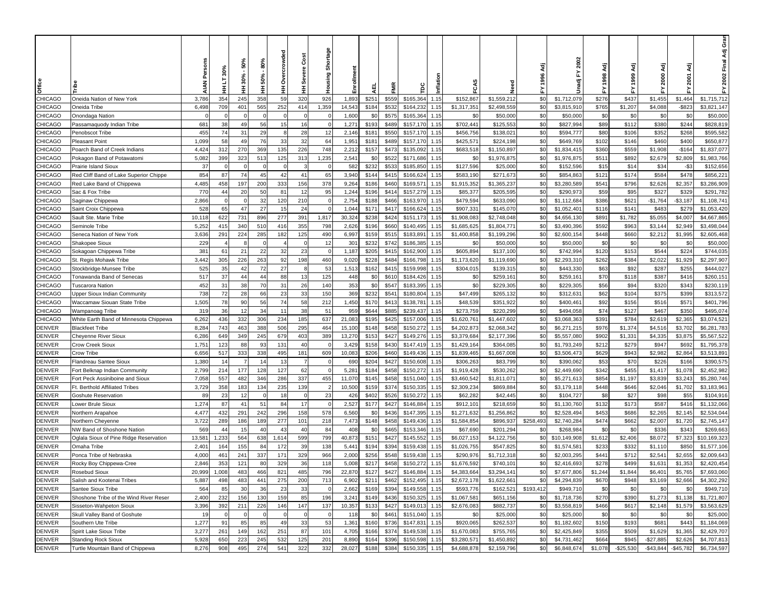| Office | Tribe | AIAN Persons | HH LT 30% | HH 30% - 50% | HH 50% - 80% | HH Overcrowded | HH Severe Cost | Housing Shortage | Enrollment | AEL | FMR | TDC | Inflation | FCAS | Need | FY 1996 Adj | Unadj FY 2002 | FY 1998 Adj | FY 1999 Adj | FY 2000 Adj | FY 2001 Adj | FY 2002 Final Adj Gran |
|---|---|---|---|---|---|---|---|---|---|---|---|---|---|---|---|---|---|---|---|---|---|---|
| CHICAGO | Oneida Nation of New York | 3,786 | 354 | 245 | 358 | 59 | 320 | 926 | 1,893 | $251 | $559 | $165,364 | 1.15 | $152,867 | $1,559,212 | $0 | $1,712,079 | $276 | $437 | $1,455 | $1,464 | $1,715,712 |
| CHICAGO | Oneida Tribe | 6,498 | 709 | 401 | 565 | 252 | 414 | 1,359 | 14,543 | $184 | $532 | $164,232 | 1.15 | $1,317,351 | $2,498,559 | $0 | $3,815,910 | $765 | $1,207 | $4,088 | -$823 | $3,821,147 |
| CHICAGO | Onondaga Nation | 0 | 0 | 0 | 0 | 0 | 0 | 0 | 1,600 | $0 | $575 | $165,364 | 1.15 | $0 | $50,000 | $0 | $50,000 | $0 | $0 | $0 | $0 | $50,000 |
| CHICAGO | Passamaquody Indian Tribe | 681 | 38 | 49 | 56 | 15 | 16 | 0 | 1,271 | $193 | $489 | $157,170 | 1.15 | $702,441 | $125,553 | $0 | $827,994 | $89 | $112 | $380 | $244 | $828,819 |
| CHICAGO | Penobscot Tribe | 455 | 74 | 31 | 29 | 8 | 28 | 12 | 2,146 | $181 | $550 | $157,170 | 1.15 | $456,756 | $138,021 | $0 | $594,777 | $80 | $106 | $352 | $268 | $595,582 |
| CHICAGO | Pleasant Point | 1,099 | 58 | 49 | 76 | 33 | 32 | 64 | 1,951 | $181 | $489 | $157,170 | 1.15 | $425,571 | $224,198 | $0 | $649,769 | $102 | $146 | $460 | $400 | $650,877 |
| CHICAGO | Poarch Band of Creek Indians | 4,424 | 312 | 270 | 369 | 135 | 226 | 748 | 2,212 | $157 | $473 | $135,092 | 1.15 | $683,518 | $1,150,897 | $0 | $1,834,415 | $360 | $559 | $1,908 | -$164 | $1,837,077 |
| CHICAGO | Pokagon Band of Potawatomi | 5,082 | 399 | 323 | 513 | 125 | 313 | 1,235 | 2,541 | $0 | $522 | $171,686 | 1.15 | $0 | $1,976,875 | $0 | $1,976,875 | $511 | $892 | $2,679 | $2,809 | $1,983,766 |
| CHICAGO | Prairie Island Sioux | 37 | 0 | 0 | 0 | 0 | 3 | 0 | 582 | $232 | $533 | $185,850 | 1.15 | $127,596 | $25,000 | $0 | $152,596 | $15 | $14 | $34 | -$3 | $152,656 |
| CHICAGO | Red Cliff Band of Lake Superior Chippe | 854 | 87 | 74 | 45 | 42 | 41 | 65 | 3,940 | $144 | $415 | $166,624 | 1.15 | $583,190 | $271,673 | $0 | $854,863 | $121 | $174 | $584 | $478 | $856,221 |
| CHICAGO | Red Lake Band of Chippewa | 4,485 | 458 | 197 | 200 | 333 | 156 | 378 | 9,264 | $186 | $460 | $169,571 | 1.15 | $1,915,352 | $1,365,237 | $0 | $3,280,589 | $541 | $796 | $2,626 | $2,357 | $3,286,909 |
| CHICAGO | Sac & Fox Tribe | 770 | 44 | 20 | 50 | 81 | 12 | 95 | 1,244 | $196 | $414 | $157,279 | 1.15 | $85,377 | $205,595 | $0 | $290,973 | $59 | $95 | $327 | $329 | $291,782 |
| CHICAGO | Saginaw Chippewa | 2,866 | 0 | 0 | 32 | 120 | 210 | 0 | 2,754 | $188 | $466 | $163,970 | 1.15 | $479,594 | $633,090 | $0 | $1,112,684 | $386 | $621 | -$1,764 | -$3,187 | $1,108,741 |
| CHICAGO | Saint Croix Chippewa | 528 | 65 | 47 | 27 | 15 | 24 | 0 | 1,044 | $171 | $417 | $166,624 | 1.15 | $907,331 | $145,070 | $0 | $1,052,401 | $116 | $141 | $483 | $279 | $1,053,420 |
| CHICAGO | Sault Ste. Marie Tribe | 10,118 | 622 | 731 | 896 | 277 | 391 | 1,817 | 30,324 | $238 | $424 | $151,173 | 1.15 | $1,908,083 | $2,748,048 | $0 | $4,656,130 | $891 | $1,782 | $5,055 | $4,007 | $4,667,865 |
| CHICAGO | Seminole Tribe | 5,252 | 415 | 340 | 510 | 416 | 355 | 798 | 2,626 | $196 | $660 | $140,495 | 1.15 | $1,685,625 | $1,804,771 | $0 | $3,490,396 | $592 | $963 | $3,144 | $2,949 | $3,498,044 |
| CHICAGO | Seneca Nation of New York | 3,636 | 291 | 224 | 285 | 182 | 125 | 490 | 6,997 | $159 | $515 | $183,891 | 1.15 | $1,400,858 | $1,199,296 | $0 | $2,600,154 | $448 | $660 | $2,212 | $1,995 | $2,605,468 |
| CHICAGO | Shakopee Sioux | 229 | 4 | 8 | 0 | 4 | 0 | 12 | 301 | $232 | $742 | $186,385 | 1.15 | $0 | $50,000 | $0 | $50,000 | $0 | $0 | $0 | $0 | $50,000 |
| CHICAGO | Sokagoan Chippewa Tribe | 381 | 61 | 21 | 22 | 32 | 23 | 0 | 1,187 | $205 | $415 | $162,900 | 1.15 | $605,894 | $137,100 | $0 | $742,994 | $120 | $153 | $544 | $224 | $744,035 |
| CHICAGO | St. Regis Mohawk Tribe | 3,442 | 305 | 226 | 263 | 92 | 198 | 460 | 9,020 | $228 | $484 | $166,798 | 1.15 | $1,173,620 | $1,119,690 | $0 | $2,293,310 | $262 | $384 | $2,022 | $1,929 | $2,297,907 |
| CHICAGO | Stockbridge-Munsee Tribe | 525 | 35 | 42 | 72 | 27 | 8 | 53 | 1,513 | $162 | $415 | $159,998 | 1.15 | $304,015 | $139,315 | $0 | $443,330 | $63 | $92 | $287 | $255 | $444,027 |
| CHICAGO | Tonawanda Band of Senecas | 517 | 37 | 44 | 44 | 88 | 13 | 125 | 448 | $0 | $610 | $184,426 | 1.15 | $0 | $259,161 | $0 | $259,161 | $70 | $118 | $387 | $416 | $260,151 |
| CHICAGO | Tuscarora Nation | 452 | 31 | 38 | 70 | 31 | 26 | 140 | 353 | $0 | $547 | $183,395 | 1.15 | $0 | $229,305 | $0 | $229,305 | $56 | $94 | $320 | $343 | $230,119 |
| CHICAGO | Upper Sioux Indian Community | 738 | 72 | 28 | 66 | 23 | 33 | 150 | 369 | $232 | $541 | $180,804 | 1.15 | $47,499 | $265,132 | $0 | $312,631 | $62 | $104 | $375 | $399 | $313,572 |
| CHICAGO | Waccamaw Siouan State Tribe | 1,505 | 78 | 90 | 56 | 74 | 58 | 212 | 1,450 | $170 | $413 | $138,781 | 1.15 | $48,539 | $351,922 | $0 | $400,461 | $92 | $156 | $516 | $571 | $401,796 |
| CHICAGO | Wampanoag Tribe | 319 | 36 | 12 | 34 | 11 | 38 | 51 | 959 | $644 | $885 | $239,437 | 1.15 | $273,759 | $220,299 | $0 | $494,058 | $74 | $127 | $467 | $350 | $495,074 |
| CHICAGO | White Earth Band of Minnesota Chippewa | 6,262 | 436 | 332 | 306 | 234 | 185 | 637 | 21,083 | $195 | $425 | $157,006 | 1.15 | $1,620,761 | $1,447,602 | $0 | $3,068,363 | $391 | $784 | $2,619 | $2,365 | $3,074,521 |
| DENVER | Blackfeet Tribe | 8,284 | 743 | 463 | 388 | 506 | 295 | 464 | 15,100 | $148 | $458 | $150,272 | 1.15 | $4,202,873 | $2,068,342 | $0 | $6,271,215 | $976 | $1,374 | $4,516 | $3,702 | $6,281,783 |
| DENVER | Cheyenne River Sioux | 6,286 | 649 | 349 | 245 | 679 | 403 | 389 | 13,270 | $153 | $427 | $149,276 | 1.15 | $3,379,684 | $2,177,396 | $0 | $5,557,080 | $902 | $1,331 | $4,335 | $3,875 | $5,567,522 |
| DENVER | Crow Creek Sioux | 1,751 | 123 | 88 | 93 | 131 | 40 | 0 | 3,429 | $158 | $430 | $147,419 | 1.15 | $1,429,164 | $364,085 | $0 | $1,793,249 | $212 | $279 | $947 | $692 | $1,795,378 |
| DENVER | Crow Tribe | 6,656 | 517 | 333 | 338 | 495 | 181 | 609 | 10,083 | $206 | $460 | $149,436 | 1.15 | $1,839,465 | $1,667,008 | $0 | $3,506,473 | $629 | $943 | $2,982 | $2,864 | $3,513,891 |
| DENVER | Flandreau Santee Sioux | 1,380 | 14 | 7 | 14 | 13 | 7 | 0 | 690 | $204 | $427 | $150,608 | 1.15 | $306,263 | $83,799 | $0 | $390,062 | $53 | $70 | $226 | $166 | $390,575 |
| DENVER | Fort Belknap Indian Community | 2,799 | 214 | 177 | 128 | 127 | 62 | 0 | 5,281 | $184 | $458 | $150,272 | 1.15 | $1,919,428 | $530,262 | $0 | $2,449,690 | $342 | $455 | $1,417 | $1,078 | $2,452,982 |
| DENVER | Fort Peck Assiniboine and Sioux | 7,058 | 557 | 482 | 346 | 286 | 337 | 455 | 11,070 | $145 | $458 | $151,040 | 1.15 | $3,460,542 | $1,811,071 | $0 | $5,271,613 | $854 | $1,197 | $3,839 | $3,243 | $5,280,746 |
| DENVER | Ft. Berthold Affiliated Tribes | 3,729 | 358 | 183 | 134 | 235 | 139 | 2 | 10,500 | $159 | $374 | $150,335 | 1.15 | $2,309,234 | $869,884 | $0 | $3,179,118 | $448 | $646 | $2,046 | $1,702 | $3,183,961 |
| DENVER | Goshute Reservation | 89 | 23 | 12 | 0 | 18 | 0 | 23 | 426 | $402 | $526 | $150,272 | 1.15 | $62,282 | $42,445 | $0 | $104,727 | $8 | $27 | $98 | $55 | $104,916 |
| DENVER | Lower Brule Sioux | 1,274 | 87 | 41 | 51 | 84 | 17 | 0 | 2,527 | $177 | $427 | $146,884 | 1.15 | $912,101 | $218,659 | $0 | $1,130,760 | $132 | $173 | $587 | $416 | $1,132,066 |
| DENVER | Northern Arapahoe | 4,477 | 432 | 291 | 242 | 296 | 158 | 578 | 6,560 | $0 | $436 | $147,395 | 1.15 | $1,271,632 | $1,256,862 | $0 | $2,528,494 | $453 | $686 | $2,265 | $2,145 | $2,534,044 |
| DENVER | Northern Cheyenne | 3,722 | 289 | 186 | 189 | 277 | 101 | 218 | 7,473 | $148 | $458 | $149,436 | 1.15 | $1,584,854 | $896,937 | $258,493 | $2,740,284 | $474 | $662 | $2,007 | $1,720 | $2,745,147 |
| DENVER | NW Band of Shoshone Nation | 569 | 44 | 15 | 40 | 43 | 40 | 84 | 408 | $0 | $465 | $153,346 | 1.15 | $67,690 | $201,294 | $0 | $268,984 | $0 | $0 | $336 | $343 | $269,663 |
| DENVER | Oglala Sioux of Pine Ridge Reservation | 13,581 | 1,233 | 564 | 638 | 1,614 | 599 | 799 | 40,873 | $151 | $427 | $145,552 | 1.15 | $6,027,153 | $4,122,756 | $0 | $10,149,908 | $1,612 | $2,406 | $8,072 | $7,323 | $10,169,323 |
| DENVER | Omaha Tribe | 2,401 | 164 | 155 | 84 | 172 | 39 | 138 | 5,441 | $194 | $394 | $159,438 | 1.15 | $1,026,755 | $547,825 | $0 | $1,574,581 | $233 | $332 | $1,110 | $850 | $1,577,106 |
| DENVER | Ponca Tribe of Nebraska | 4,000 | 461 | 241 | 337 | 171 | 329 | 966 | 2,000 | $256 | $548 | $159,438 | 1.15 | $290,976 | $1,712,318 | $0 | $2,003,295 | $441 | $712 | $2,541 | $2,655 | $2,009,643 |
| DENVER | Rocky Boy Chippewa-Cree | 2,846 | 353 | 121 | 80 | 329 | 36 | 118 | 5,008 | $217 | $458 | $150,272 | 1.15 | $1,676,592 | $740,101 | $0 | $2,416,693 | $278 | $499 | $1,631 | $1,353 | $2,420,454 |
| DENVER | Rosebud Sioux | 20,999 | 1,008 | 483 | 466 | 821 | 485 | 796 | 22,870 | $127 | $427 | $146,884 | 1.15 | $4,383,664 | $3,294,141 | $0 | $7,677,806 | $1,244 | $1,844 | $6,401 | $5,765 | $7,693,060 |
| DENVER | Salish and Kootenai Tribes | 5,887 | 498 | 483 | 441 | 275 | 200 | 713 | 6,902 | $211 | $462 | $152,495 | 1.15 | $2,672,178 | $1,622,661 | $0 | $4,294,839 | $670 | $948 | $3,169 | $2,666 | $4,302,292 |
| DENVER | Santee Sioux Tribe | 564 | 85 | 30 | 36 | 23 | 33 | 0 | 2,662 | $169 | $394 | $159,438 | 1.15 | $593,776 | $162,521 | $193,412 | $949,710 | $0 | $0 | $0 | $0 | $949,710 |
| DENVER | Shoshone Tribe of the Wind River Reser | 2,400 | 232 | 156 | 130 | 159 | 85 | 196 | 3,241 | $149 | $436 | $150,325 | 1.15 | $1,067,581 | $651,156 | $0 | $1,718,736 | $270 | $390 | $1,273 | $1,138 | $1,721,807 |
| DENVER | Sisseton-Wahpeton Sioux | 3,396 | 392 | 211 | 226 | 146 | 147 | 137 | 10,357 | $133 | $427 | $149,013 | 1.15 | $2,676,083 | $882,737 | $0 | $3,558,819 | $466 | $617 | $2,148 | $1,579 | $3,563,629 |
| DENVER | Skull Valley Band of Goshute | 19 | 0 | 0 | 0 | 0 | 0 | 0 | 118 | $0 | $461 | $151,040 | 1.15 | $0 | $25,000 | $0 | $25,000 | $0 | $0 | $0 | $0 | $25,000 |
| DENVER | Southern Ute Tribe | 1,277 | 91 | 85 | 85 | 49 | 33 | 53 | 1,361 | $160 | $736 | $147,831 | 1.15 | $920,065 | $262,537 | $0 | $1,182,602 | $150 | $193 | $681 | $443 | $1,184,069 |
| DENVER | Spirit Lake Sioux Tribe | 3,277 | 261 | 149 | 162 | 251 | 87 | 101 | 4,705 | $166 | $374 | $149,538 | 1.15 | $1,670,083 | $755,765 | $0 | $2,425,849 | $355 | $509 | $1,629 | $1,365 | $2,429,707 |
| DENVER | Standing Rock Sioux | 5,928 | 650 | 223 | 245 | 532 | 125 | 201 | 8,890 | $164 | $396 | $150,598 | 1.15 | $3,280,571 | $1,450,892 | $0 | $4,731,462 | $664 | $945 | -$27,885 | $2,626 | $4,707,813 |
| DENVER | Turtle Mountain Band of Chippewa | 8,276 | 908 | 495 | 274 | 541 | 322 | 332 | 28,027 | $188 | $384 | $150,335 | 1.15 | $4,688,878 | $2,159,796 | $0 | $6,848,674 | $1,078 | -$25,530 | -$43,844 | -$45,782 | $6,734,597 |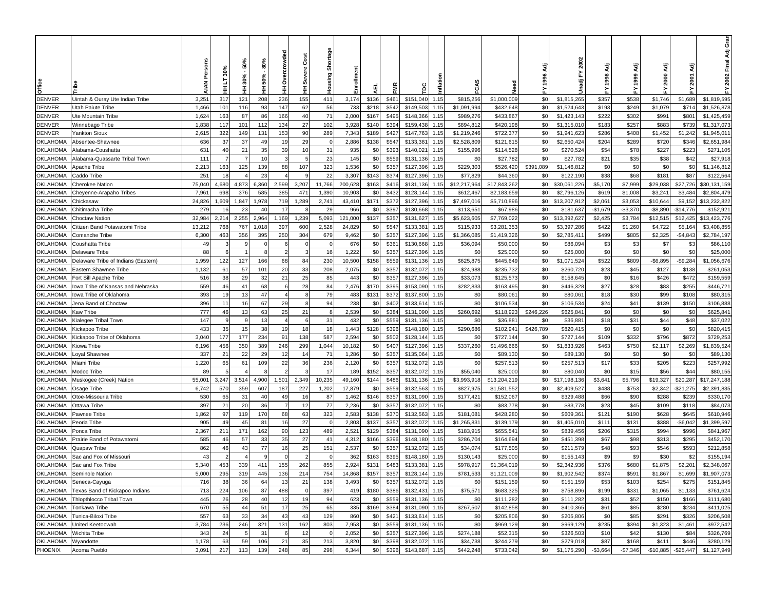| Office | Tribe | AIAN Persons | HH LT 30% | HH 30% - 50% | HH 50% - 80% | HH Overcrowded | HH Severe Cost | Housing Shortage | Enrollment | AEL | FMR | TDC | Inflation | FCAS | Need | FY 1996 Adj | Unadj FY 2002 | FY 1998 Adj | FY 1999 Adj | FY 2000 Adj | FY 2001 Adj | FY 2002 Final Adj Grant |
|---|---|---|---|---|---|---|---|---|---|---|---|---|---|---|---|---|---|---|---|---|---|---|
| DENVER | Uintah & Ouray Ute Indian Tribe | 3,251 | 317 | 121 | 208 | 236 | 155 | 411 | 3,174 | $136 | $461 | $151,040 | 1.15 | $815,256 | $1,000,009 | $0 | $1,815,265 | $357 | $538 | $1,746 | $1,689 | $1,819,595 |
| DENVER | Utah Paiute Tribe | 1,466 | 101 | 116 | 93 | 147 | 62 | 56 | 733 | $218 | $542 | $149,503 | 1.15 | $1,091,994 | $432,648 | $0 | $1,524,643 | $193 | $249 | $1,079 | $714 | $1,526,878 |
| DENVER | Ute Mountain Tribe | 1,624 | 163 | 87 | 86 | 166 | 40 | 71 | 2,000 | $167 | $495 | $148,366 | 1.15 | $989,276 | $433,867 | $0 | $1,423,143 | $222 | $302 | $991 | $801 | $1,425,459 |
| DENVER | Winnebago Tribe | 1,838 | 117 | 101 | 112 | 134 | 27 | 102 | 3,928 | $140 | $394 | $159,438 | 1.15 | $894,812 | $420,198 | $0 | $1,315,010 | $183 | $257 | $883 | $739 | $1,317,073 |
| DENVER | Yankton Sioux | 2,615 | 322 | 149 | 131 | 153 | 90 | 289 | 7,343 | $189 | $427 | $147,763 | 1.15 | $1,219,246 | $722,377 | $0 | $1,941,623 | $286 | $408 | $1,452 | $1,242 | $1,945,011 |
| OKLAHOMA | Absentee-Shawnee | 636 | 37 | 37 | 49 | 19 | 29 | 0 | 2,886 | $138 | $547 | $133,381 | 1.15 | $2,528,809 | $121,615 | $0 | $2,650,424 | $204 | $289 | $720 | $346 | $2,651,984 |
| OKLAHOMA | Alabama-Coushatta | 631 | 40 | 21 | 35 | 39 | 10 | 31 | 935 | $0 | $393 | $140,021 | 1.15 | $155,996 | $114,528 | $0 | $270,524 | $54 | $78 | $227 | $223 | $271,105 |
| OKLAHOMA | Alabama-Quassarte Tribal Town | 111 | 7 | 7 | 10 | 3 | 5 | 23 | 145 | $0 | $559 | $131,136 | 1.15 | $0 | $27,782 | $0 | $27,782 | $21 | $35 | $38 | $42 | $27,918 |
| OKLAHOMA | Apache Tribe | 2,213 | 163 | 125 | 139 | 88 | 107 | 323 | 1,536 | $0 | $357 | $127,396 | 1.15 | $229,303 | $526,420 | $391,089 | $1,146,812 | $0 | $0 | $0 | $0 | $1,146,812 |
| OKLAHOMA | Caddo Tribe | 251 | 18 | 4 | 23 | 4 | 9 | 22 | 3,307 | $143 | $374 | $127,396 | 1.15 | $77,829 | $44,360 | $0 | $122,190 | $38 | $68 | $181 | $87 | $122,564 |
| OKLAHOMA | Cherokee Nation | 75,040 | 4,680 | 4,873 | 6,360 | 2,599 | 3,207 | 11,766 | 200,628 | $163 | $416 | $131,136 | 1.15 | $12,217,964 | $17,843,262 | $0 | $30,061,226 | $5,170 | $7,999 | $29,038 | $27,726 | $30,131,159 |
| OKLAHOMA | Cheyenne-Arapaho Tribes | 7,961 | 698 | 376 | 585 | 385 | 471 | 1,390 | 10,903 | $0 | $432 | $128,144 | 1.15 | $612,467 | $2,183,659 | $0 | $2,796,126 | $619 | $1,008 | $3,241 | $3,484 | $2,804,479 |
| OKLAHOMA | Chickasaw | 24,826 | 1,609 | 1,847 | 1,978 | 719 | 1,289 | 2,741 | 43,410 | $171 | $372 | $127,396 | 1.15 | $7,497,016 | $5,710,896 | $0 | $13,207,912 | $2,061 | $3,053 | $10,644 | $9,152 | $13,232,822 |
| OKLAHOMA | Chitimacha Tribe | 279 | 16 | 23 | 40 | 17 | 8 | 29 | 966 | $0 | $397 | $130,668 | 1.15 | $113,651 | $67,986 | $0 | $181,637 | -$1,679 | -$3,370 | -$8,890 | -$14,776 | $152,921 |
| OKLAHOMA | Choctaw Nation | 32,984 | 2,214 | 2,255 | 2,964 | 1,169 | 1,239 | 5,093 | 121,000 | $137 | $357 | $131,627 | 1.15 | $5,623,605 | $7,769,022 | $0 | $13,392,627 | $2,425 | $3,784 | $12,515 | $12,425 | $13,423,776 |
| OKLAHOMA | Citizen Band Potawatomi Tribe | 13,212 | 768 | 767 | 1,018 | 397 | 600 | 2,528 | 24,829 | $0 | $547 | $133,381 | 1.15 | $115,933 | $3,281,353 | $0 | $3,397,286 | $422 | $1,260 | $4,722 | $5,164 | $3,408,855 |
| OKLAHOMA | Comanche Tribe | 6,300 | 463 | 356 | 395 | 250 | 304 | 679 | 9,462 | $0 | $357 | $127,396 | 1.15 | $1,366,085 | $1,419,326 | $0 | $2,785,411 | $499 | $805 | $2,325 | -$4,843 | $2,784,197 |
| OKLAHOMA | Coushatta Tribe | 49 | 3 | 9 | 0 | 6 | 0 | 0 | 676 | $0 | $361 | $130,668 | 1.15 | $36,094 | $50,000 | $0 | $86,094 | $3 | $3 | $7 | $3 | $86,110 |
| OKLAHOMA | Delaware Tribe | 88 | 6 | 1 | 8 | 2 | 3 | 16 | 1,222 | $0 | $357 | $127,396 | 1.15 | $0 | $25,000 | $0 | $25,000 | $0 | $0 | $0 | $0 | $25,000 |
| OKLAHOMA | Delaware Tribe of Indians (Eastern) | 1,959 | 122 | 127 | 166 | 68 | 84 | 230 | 10,500 | $158 | $559 | $131,136 | 1.15 | $625,875 | $445,649 | $0 | $1,071,524 | $522 | $809 | -$6,895 | -$9,284 | $1,056,676 |
| OKLAHOMA | Eastern Shawnee Tribe | 1,132 | 61 | 57 | 101 | 20 | 33 | 208 | 2,075 | $0 | $357 | $132,072 | 1.15 | $24,988 | $235,732 | $0 | $260,720 | $23 | $45 | $127 | $138 | $261,053 |
| OKLAHOMA | Fort Sill Apache Tribe | 516 | 38 | 29 | 32 | 21 | 25 | 85 | 443 | $0 | $357 | $127,396 | 1.15 | $33,073 | $125,573 | $0 | $158,645 | $0 | $16 | $426 | $472 | $159,559 |
| OKLAHOMA | Iowa Tribe of Kansas and Nebraska | 559 | 46 | 41 | 68 | 6 | 28 | 84 | 2,476 | $170 | $395 | $153,090 | 1.15 | $282,833 | $163,495 | $0 | $446,328 | $27 | $28 | $83 | $255 | $446,721 |
| OKLAHOMA | Iowa Tribe of Oklahoma | 393 | 19 | 13 | 47 | 4 | 8 | 79 | 483 | $131 | $372 | $137,800 | 1.15 | $0 | $80,061 | $0 | $80,061 | $18 | $30 | $99 | $108 | $80,315 |
| OKLAHOMA | Jena Band of Choctaw | 396 | 11 | 16 | 67 | 29 | 8 | 94 | 238 | $0 | $402 | $133,614 | 1.15 | $0 | $106,534 | $0 | $106,534 | $24 | $41 | $139 | $150 | $106,888 |
| OKLAHOMA | Kaw Tribe | 777 | 46 | 13 | 63 | 25 | 21 | 8 | 2,539 | $0 | $384 | $131,090 | 1.15 | $260,692 | $118,923 | $246,226 | $625,841 | $0 | $0 | $0 | $0 | $625,841 |
| OKLAHOMA | Kialegee Tribal Town | 147 | 9 | 9 | 13 | 4 | 6 | 31 | 432 | $0 | $559 | $131,136 | 1.15 | $0 | $36,881 | $0 | $36,881 | $18 | $31 | $44 | $48 | $37,022 |
| OKLAHOMA | Kickapoo Tribe | 433 | 35 | 15 | 38 | 19 | 18 | 18 | 1,443 | $128 | $396 | $148,180 | 1.15 | $290,686 | $102,941 | $426,789 | $820,415 | $0 | $0 | $0 | $0 | $820,415 |
| OKLAHOMA | Kickapoo Tribe of Oklahoma | 3,040 | 177 | 177 | 234 | 91 | 138 | 587 | 2,594 | $0 | $502 | $128,144 | 1.15 | $0 | $727,144 | $0 | $727,144 | $109 | $332 | $796 | $872 | $729,253 |
| OKLAHOMA | Kiowa Tribe | 6,196 | 456 | 350 | 389 | 246 | 299 | 1,044 | 10,182 | $0 | $407 | $127,396 | 1.15 | $337,260 | $1,496,666 | $0 | $1,833,926 | $463 | $750 | $2,117 | $2,269 | $1,839,524 |
| OKLAHOMA | Loyal Shawnee | 337 | 21 | 22 | 29 | 12 | 14 | 71 | 1,286 | $0 | $357 | $135,064 | 1.15 | $0 | $89,130 | $0 | $89,130 | $0 | $0 | $0 | $0 | $89,130 |
| OKLAHOMA | Miami Tribe | 1,220 | 65 | 61 | 109 | 22 | 36 | 236 | 2,120 | $0 | $357 | $132,072 | 1.15 | $0 | $257,513 | $0 | $257,513 | $17 | $33 | $205 | $223 | $257,992 |
| OKLAHOMA | Modoc Tribe | 89 | 5 | 4 | 8 | 2 | 3 | 17 | 189 | $152 | $357 | $132,072 | 1.15 | $55,040 | $25,000 | $0 | $80,040 | $0 | $15 | $56 | $44 | $80,155 |
| OKLAHOMA | Muskogee (Creek) Nation | 55,001 | 3,247 | 3,514 | 4,900 | 1,501 | 2,349 | 10,235 | 49,160 | $144 | $486 | $131,136 | 1.15 | $3,993,918 | $13,204,219 | $0 | $17,198,136 | $3,641 | $5,796 | $19,327 | $20,287 | $17,247,188 |
| OKLAHOMA | Osage Tribe | 6,742 | 570 | 359 | 607 | 187 | 227 | 1,202 | 17,879 | $0 | $559 | $132,563 | 1.15 | $827,975 | $1,581,552 | $0 | $2,409,527 | $488 | $753 | $2,342 | -$21,275 | $2,391,835 |
| OKLAHOMA | Otoe-Missouria Tribe | 530 | 65 | 31 | 40 | 49 | 16 | 87 | 1,462 | $146 | $357 | $131,090 | 1.15 | $177,421 | $152,067 | $0 | $329,488 | $66 | $90 | $288 | $239 | $330,170 |
| OKLAHOMA | Ottawa Tribe | 397 | 21 | 20 | 36 | 7 | 12 | 77 | 2,236 | $0 | $357 | $132,072 | 1.15 | $0 | $83,778 | $0 | $83,778 | $23 | $45 | $109 | $118 | $84,073 |
| OKLAHOMA | Pawnee Tribe | 1,862 | 97 | 119 | 170 | 68 | 63 | 323 | 2,583 | $138 | $370 | $132,563 | 1.15 | $181,081 | $428,280 | $0 | $609,361 | $121 | $190 | $628 | $645 | $610,946 |
| OKLAHOMA | Peoria Tribe | 905 | 49 | 45 | 81 | 16 | 27 | 0 | 2,803 | $137 | $357 | $132,072 | 1.15 | $1,265,831 | $139,179 | $0 | $1,405,010 | $111 | $131 | $388 | -$6,042 | $1,399,597 |
| OKLAHOMA | Ponca Tribe | 2,367 | 211 | 171 | 162 | 90 | 123 | 489 | 2,521 | $129 | $384 | $131,090 | 1.15 | $183,915 | $655,541 | $0 | $839,456 | $206 | $315 | $994 | $996 | $841,967 |
| OKLAHOMA | Prairie Band of Potawatomi | 585 | 46 | 57 | 33 | 35 | 27 | 41 | 4,312 | $166 | $396 | $148,180 | 1.15 | $286,704 | $164,694 | $0 | $451,398 | $67 | $98 | $313 | $295 | $452,170 |
| OKLAHOMA | Quapaw Tribe | 862 | 46 | 43 | 77 | 16 | 25 | 151 | 2,537 | $0 | $357 | $132,072 | 1.15 | $34,074 | $177,505 | $0 | $211,579 | $48 | $93 | $546 | $593 | $212,858 |
| OKLAHOMA | Sac and Fox of Missouri | 43 | 2 | 4 | 9 | 0 | 2 | 0 | 362 | $163 | $395 | $148,180 | 1.15 | $130,143 | $25,000 | $0 | $155,143 | $9 | $9 | $30 | $2 | $155,194 |
| OKLAHOMA | Sac and Fox Tribe | 5,340 | 453 | 339 | 411 | 155 | 262 | 855 | 2,924 | $131 | $483 | $133,381 | 1.15 | $978,917 | $1,364,019 | $0 | $2,342,936 | $376 | $680 | $1,875 | $2,201 | $2,348,067 |
| OKLAHOMA | Seminole Nation | 5,000 | 295 | 319 | 445 | 136 | 214 | 754 | 14,868 | $157 | $357 | $128,144 | 1.15 | $781,533 | $1,121,009 | $0 | $1,902,542 | $374 | $591 | $1,867 | $1,699 | $1,907,073 |
| OKLAHOMA | Seneca-Cayuga | 716 | 38 | 36 | 64 | 13 | 21 | 138 | 3,493 | $0 | $357 | $132,072 | 1.15 | $0 | $151,159 | $0 | $151,159 | $53 | $103 | $254 | $275 | $151,845 |
| OKLAHOMA | Texas Band of Kickapoo Indians | 713 | 224 | 106 | 87 | 488 | 0 | 397 | 419 | $180 | $386 | $132,431 | 1.15 | $75,571 | $683,325 | $0 | $758,896 | $199 | $331 | $1,065 | $1,133 | $761,624 |
| OKLAHOMA | Thlopthlocco Tribal Town | 445 | 26 | 28 | 40 | 12 | 19 | 94 | 623 | $0 | $559 | $131,136 | 1.15 | $0 | $111,282 | $0 | $111,282 | $31 | $52 | $150 | $166 | $111,680 |
| OKLAHOMA | Tonkawa Tribe | 670 | 55 | 44 | 51 | 17 | 25 | 65 | 335 | $169 | $384 | $131,090 | 1.15 | $267,507 | $142,858 | $0 | $410,365 | $61 | $85 | $280 | $234 | $411,025 |
| OKLAHOMA | Tunica-Biloxi Tribe | 557 | 63 | 33 | 34 | 43 | 43 | 129 | 860 | $0 | $421 | $133,614 | 1.15 | $0 | $205,806 | $0 | $205,806 | $0 | $85 | $291 | $326 | $206,508 |
| OKLAHOMA | United Keetoowah | 3,784 | 236 | 246 | 321 | 131 | 162 | 803 | 7,953 | $0 | $559 | $131,136 | 1.15 | $0 | $969,129 | $0 | $969,129 | $235 | $394 | $1,323 | $1,461 | $972,542 |
| OKLAHOMA | Wichita Tribe | 343 | 24 | 5 | 31 | 6 | 12 | 0 | 2,052 | $0 | $357 | $127,396 | 1.15 | $274,188 | $52,315 | $0 | $326,503 | $10 | $42 | $130 | $84 | $326,769 |
| OKLAHOMA | Wyandotte | 1,178 | 63 | 59 | 106 | 21 | 35 | 213 | 3,820 | $0 | $398 | $132,072 | 1.15 | $34,738 | $244,279 | $0 | $279,018 | $87 | $168 | $411 | $446 | $280,129 |
| PHOENIX | Acoma Pueblo | 3,091 | 217 | 113 | 139 | 248 | 85 | 298 | 6,344 | $0 | $396 | $143,687 | 1.15 | $442,248 | $733,042 | $0 | $1,175,290 | -$3,664 | -$7,346 | -$10,885 | -$25,447 | $1,127,949 |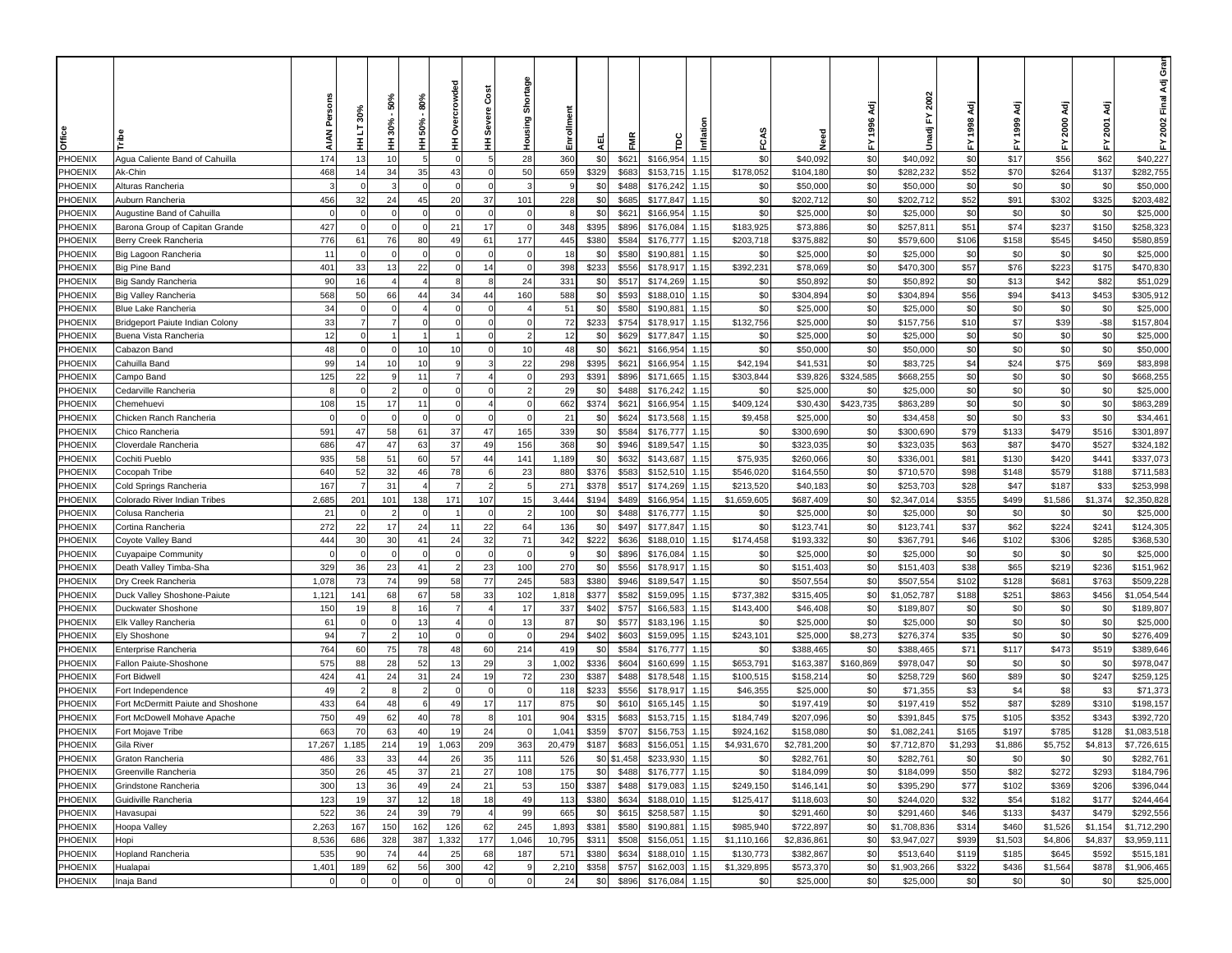| Office | Tribe | AIAN Persons | HH LT 30% | HH 30% - 50% | HH 50% - 80% | HH Overcrowded | HH Severe Cost | Housing Shortage | Enrollment | AEL | FMR | TDC | Inflation | FCAS | Need | FY 1996 Adj | Unadj FY 2002 | FY 1998 Adj | FY 1999 Adj | FY 2000 Adj | FY 2001 Adj | FY 2002 Final Adj Gran |
|---|---|---|---|---|---|---|---|---|---|---|---|---|---|---|---|---|---|---|---|---|---|---|
| PHOENIX | Agua Caliente Band of Cahuilla | 174 | 13 | 10 | 5 | 0 | 5 | 28 | 360 | $0 | $621 | $166,954 | 1.15 | $0 | $40,092 | $0 | $40,092 | $0 | $17 | $56 | $62 | $40,227 |
| PHOENIX | Ak-Chin | 468 | 14 | 34 | 35 | 43 | 0 | 50 | 659 | $329 | $683 | $153,715 | 1.15 | $178,052 | $104,180 | $0 | $282,232 | $52 | $70 | $264 | $137 | $282,755 |
| PHOENIX | Alturas Rancheria | 3 | 0 | 3 | 0 | 0 | 0 | 3 | 9 | $0 | $488 | $176,242 | 1.15 | $0 | $50,000 | $0 | $50,000 | $0 | $0 | $0 | $0 | $50,000 |
| PHOENIX | Auburn Rancheria | 456 | 32 | 24 | 45 | 20 | 37 | 101 | 228 | $0 | $685 | $177,847 | 1.15 | $0 | $202,712 | $0 | $202,712 | $52 | $91 | $302 | $325 | $203,482 |
| PHOENIX | Augustine Band of Cahuilla | 0 | 0 | 0 | 0 | 0 | 0 | 0 | 8 | $0 | $621 | $166,954 | 1.15 | $0 | $25,000 | $0 | $25,000 | $0 | $0 | $0 | $0 | $25,000 |
| PHOENIX | Barona Group of Capitan Grande | 427 | 0 | 0 | 0 | 21 | 17 | 0 | 348 | $395 | $896 | $176,084 | 1.15 | $183,925 | $73,886 | $0 | $257,811 | $51 | $74 | $237 | $150 | $258,323 |
| PHOENIX | Berry Creek Rancheria | 776 | 61 | 76 | 80 | 49 | 61 | 177 | 445 | $380 | $584 | $176,777 | 1.15 | $203,718 | $375,882 | $0 | $579,600 | $106 | $158 | $545 | $450 | $580,859 |
| PHOENIX | Big Lagoon Rancheria | 11 | 0 | 0 | 0 | 0 | 0 | 0 | 18 | $0 | $580 | $190,881 | 1.15 | $0 | $25,000 | $0 | $25,000 | $0 | $0 | $0 | $0 | $25,000 |
| PHOENIX | Big Pine Band | 401 | 33 | 13 | 22 | 0 | 14 | 0 | 398 | $233 | $556 | $178,917 | 1.15 | $392,231 | $78,069 | $0 | $470,300 | $57 | $76 | $223 | $175 | $470,830 |
| PHOENIX | Big Sandy Rancheria | 90 | 16 | 4 | 4 | 8 | 8 | 24 | 331 | $0 | $517 | $174,269 | 1.15 | $0 | $50,892 | $0 | $50,892 | $0 | $13 | $42 | $82 | $51,029 |
| PHOENIX | Big Valley Rancheria | 568 | 50 | 66 | 44 | 34 | 44 | 160 | 588 | $0 | $593 | $188,010 | 1.15 | $0 | $304,894 | $0 | $304,894 | $56 | $94 | $413 | $453 | $305,912 |
| PHOENIX | Blue Lake Rancheria | 34 | 0 | 0 | 4 | 0 | 0 | 4 | 51 | $0 | $580 | $190,881 | 1.15 | $0 | $25,000 | $0 | $25,000 | $0 | $0 | $0 | $0 | $25,000 |
| PHOENIX | Bridgeport Paiute Indian Colony | 33 | 7 | 7 | 0 | 0 | 0 | 0 | 72 | $233 | $754 | $178,917 | 1.15 | $132,756 | $25,000 | $0 | $157,756 | $10 | $7 | $39 | -$8 | $157,804 |
| PHOENIX | Buena Vista Rancheria | 12 | 0 | 1 | 1 | 1 | 0 | 2 | 12 | $0 | $629 | $177,847 | 1.15 | $0 | $25,000 | $0 | $25,000 | $0 | $0 | $0 | $0 | $25,000 |
| PHOENIX | Cabazon Band | 48 | 0 | 0 | 10 | 10 | 0 | 10 | 48 | $0 | $621 | $166,954 | 1.15 | $0 | $50,000 | $0 | $50,000 | $0 | $0 | $0 | $0 | $50,000 |
| PHOENIX | Cahuilla Band | 99 | 14 | 10 | 10 | 9 | 3 | 22 | 298 | $395 | $621 | $166,954 | 1.15 | $42,194 | $41,531 | $0 | $83,725 | $4 | $24 | $75 | $69 | $83,898 |
| PHOENIX | Campo Band | 125 | 22 | 9 | 11 | 7 | 4 | 0 | 293 | $391 | $896 | $171,665 | 1.15 | $303,844 | $39,826 | $324,585 | $668,255 | $0 | $0 | $0 | $0 | $668,255 |
| PHOENIX | Cedarville Rancheria | 8 | 0 | 2 | 0 | 0 | 0 | 2 | 29 | $0 | $488 | $176,242 | 1.15 | $0 | $25,000 | $0 | $25,000 | $0 | $0 | $0 | $0 | $25,000 |
| PHOENIX | Chemehuevi | 108 | 15 | 17 | 11 | 0 | 4 | 0 | 662 | $374 | $621 | $166,954 | 1.15 | $409,124 | $30,430 | $423,735 | $863,289 | $0 | $0 | $0 | $0 | $863,289 |
| PHOENIX | Chicken Ranch Rancheria | 0 | 0 | 0 | 0 | 0 | 0 | 0 | 21 | $0 | $624 | $173,568 | 1.15 | $9,458 | $25,000 | $0 | $34,458 | $0 | $0 | $3 | $0 | $34,461 |
| PHOENIX | Chico Rancheria | 591 | 47 | 58 | 61 | 37 | 47 | 165 | 339 | $0 | $584 | $176,777 | 1.15 | $0 | $300,690 | $0 | $300,690 | $79 | $133 | $479 | $516 | $301,897 |
| PHOENIX | Cloverdale Rancheria | 686 | 47 | 47 | 63 | 37 | 49 | 156 | 368 | $0 | $946 | $189,547 | 1.15 | $0 | $323,035 | $0 | $323,035 | $63 | $87 | $470 | $527 | $324,182 |
| PHOENIX | Cochiti Pueblo | 935 | 58 | 51 | 60 | 57 | 44 | 141 | 1,189 | $0 | $632 | $143,687 | 1.15 | $75,935 | $260,066 | $0 | $336,001 | $81 | $130 | $420 | $441 | $337,073 |
| PHOENIX | Cocopah Tribe | 640 | 52 | 32 | 46 | 78 | 6 | 23 | 880 | $376 | $583 | $152,510 | 1.15 | $546,020 | $164,550 | $0 | $710,570 | $98 | $148 | $579 | $188 | $711,583 |
| PHOENIX | Cold Springs Rancheria | 167 | 7 | 31 | 4 | 7 | 2 | 5 | 271 | $378 | $517 | $174,269 | 1.15 | $213,520 | $40,183 | $0 | $253,703 | $28 | $47 | $187 | $33 | $253,998 |
| PHOENIX | Colorado River Indian Tribes | 2,685 | 201 | 101 | 138 | 171 | 107 | 15 | 3,444 | $194 | $489 | $166,954 | 1.15 | $1,659,605 | $687,409 | $0 | $2,347,014 | $355 | $499 | $1,586 | $1,374 | $2,350,828 |
| PHOENIX | Colusa Rancheria | 21 | 0 | 2 | 0 | 1 | 0 | 2 | 100 | $0 | $488 | $176,777 | 1.15 | $0 | $25,000 | $0 | $25,000 | $0 | $0 | $0 | $0 | $25,000 |
| PHOENIX | Cortina Rancheria | 272 | 22 | 17 | 24 | 11 | 22 | 64 | 136 | $0 | $497 | $177,847 | 1.15 | $0 | $123,741 | $0 | $123,741 | $37 | $62 | $224 | $241 | $124,305 |
| PHOENIX | Coyote Valley Band | 444 | 30 | 30 | 41 | 24 | 32 | 71 | 342 | $222 | $636 | $188,010 | 1.15 | $174,458 | $193,332 | $0 | $367,791 | $46 | $102 | $306 | $285 | $368,530 |
| PHOENIX | Cuyapaipe Community | 0 | 0 | 0 | 0 | 0 | 0 | 0 | 9 | $0 | $896 | $176,084 | 1.15 | $0 | $25,000 | $0 | $25,000 | $0 | $0 | $0 | $0 | $25,000 |
| PHOENIX | Death Valley Timba-Sha | 329 | 36 | 23 | 41 | 2 | 23 | 100 | 270 | $0 | $556 | $178,917 | 1.15 | $0 | $151,403 | $0 | $151,403 | $38 | $65 | $219 | $236 | $151,962 |
| PHOENIX | Dry Creek Rancheria | 1,078 | 73 | 74 | 99 | 58 | 77 | 245 | 583 | $380 | $946 | $189,547 | 1.15 | $0 | $507,554 | $0 | $507,554 | $102 | $128 | $681 | $763 | $509,228 |
| PHOENIX | Duck Valley Shoshone-Paiute | 1,121 | 141 | 68 | 67 | 58 | 33 | 102 | 1,818 | $377 | $582 | $159,095 | 1.15 | $737,382 | $315,405 | $0 | $1,052,787 | $188 | $251 | $863 | $456 | $1,054,544 |
| PHOENIX | Duckwater Shoshone | 150 | 19 | 8 | 16 | 7 | 4 | 17 | 337 | $402 | $757 | $166,583 | 1.15 | $143,400 | $46,408 | $0 | $189,807 | $0 | $0 | $0 | $0 | $189,807 |
| PHOENIX | Elk Valley Rancheria | 61 | 0 | 0 | 13 | 4 | 0 | 13 | 87 | $0 | $577 | $183,196 | 1.15 | $0 | $25,000 | $0 | $25,000 | $0 | $0 | $0 | $0 | $25,000 |
| PHOENIX | Ely Shoshone | 94 | 7 | 2 | 10 | 0 | 0 | 0 | 294 | $402 | $603 | $159,095 | 1.15 | $243,101 | $25,000 | $8,273 | $276,374 | $35 | $0 | $0 | $0 | $276,409 |
| PHOENIX | Enterprise Rancheria | 764 | 60 | 75 | 78 | 48 | 60 | 214 | 419 | $0 | $584 | $176,777 | 1.15 | $0 | $388,465 | $0 | $388,465 | $71 | $117 | $473 | $519 | $389,646 |
| PHOENIX | Fallon Paiute-Shoshone | 575 | 88 | 28 | 52 | 13 | 29 | 3 | 1,002 | $336 | $604 | $160,699 | 1.15 | $653,791 | $163,387 | $160,869 | $978,047 | $0 | $0 | $0 | $0 | $978,047 |
| PHOENIX | Fort Bidwell | 424 | 41 | 24 | 31 | 24 | 19 | 72 | 230 | $387 | $488 | $178,548 | 1.15 | $100,515 | $158,214 | $0 | $258,729 | $60 | $89 | $0 | $247 | $259,125 |
| PHOENIX | Fort Independence | 49 | 2 | 8 | 2 | 0 | 0 | 0 | 118 | $233 | $556 | $178,917 | 1.15 | $46,355 | $25,000 | $0 | $71,355 | $3 | $4 | $8 | $3 | $71,373 |
| PHOENIX | Fort McDermitt Paiute and Shoshone | 433 | 64 | 48 | 6 | 49 | 17 | 117 | 875 | $0 | $610 | $165,145 | 1.15 | $0 | $197,419 | $0 | $197,419 | $52 | $87 | $289 | $310 | $198,157 |
| PHOENIX | Fort McDowell Mohave Apache | 750 | 49 | 62 | 40 | 78 | 8 | 101 | 904 | $315 | $683 | $153,715 | 1.15 | $184,749 | $207,096 | $0 | $391,845 | $75 | $105 | $352 | $343 | $392,720 |
| PHOENIX | Fort Mojave Tribe | 663 | 70 | 63 | 40 | 19 | 24 | 0 | 1,041 | $359 | $707 | $156,753 | 1.15 | $924,162 | $158,080 | $0 | $1,082,241 | $165 | $197 | $785 | $128 | $1,083,518 |
| PHOENIX | Gila River | 17,267 | 1,185 | 214 | 19 | 1,063 | 209 | 363 | 20,479 | $187 | $683 | $156,051 | 1.15 | $4,931,670 | $2,781,200 | $0 | $7,712,870 | $1,293 | $1,886 | $5,752 | $4,813 | $7,726,615 |
| PHOENIX | Graton Rancheria | 486 | 33 | 33 | 44 | 26 | 35 | 111 | 526 | $0 | $1,458 | $233,930 | 1.15 | $0 | $282,761 | $0 | $282,761 | $0 | $0 | $0 | $0 | $282,761 |
| PHOENIX | Greenville Rancheria | 350 | 26 | 45 | 37 | 21 | 27 | 108 | 175 | $0 | $488 | $176,777 | 1.15 | $0 | $184,099 | $0 | $184,099 | $50 | $82 | $272 | $293 | $184,796 |
| PHOENIX | Grindstone Rancheria | 300 | 13 | 36 | 49 | 24 | 21 | 53 | 150 | $387 | $488 | $179,083 | 1.15 | $249,150 | $146,141 | $0 | $395,290 | $77 | $102 | $369 | $206 | $396,044 |
| PHOENIX | Guidiville Rancheria | 123 | 19 | 37 | 12 | 18 | 18 | 49 | 113 | $380 | $634 | $188,010 | 1.15 | $125,417 | $118,603 | $0 | $244,020 | $32 | $54 | $182 | $177 | $244,464 |
| PHOENIX | Havasupai | 522 | 36 | 24 | 39 | 79 | 4 | 99 | 665 | $0 | $615 | $258,587 | 1.15 | $0 | $291,460 | $0 | $291,460 | $46 | $133 | $437 | $479 | $292,556 |
| PHOENIX | Hoopa Valley | 2,263 | 167 | 150 | 162 | 126 | 62 | 245 | 1,893 | $381 | $580 | $190,881 | 1.15 | $985,940 | $722,897 | $0 | $1,708,836 | $314 | $460 | $1,526 | $1,154 | $1,712,290 |
| PHOENIX | Hopi | 8,536 | 686 | 328 | 387 | 1,332 | 177 | 1,046 | 10,795 | $311 | $508 | $156,051 | 1.15 | $1,110,166 | $2,836,861 | $0 | $3,947,027 | $939 | $1,503 | $4,806 | $4,837 | $3,959,111 |
| PHOENIX | Hopland Rancheria | 535 | 90 | 74 | 44 | 25 | 68 | 187 | 571 | $380 | $634 | $188,010 | 1.15 | $130,773 | $382,867 | $0 | $513,640 | $119 | $185 | $645 | $592 | $515,181 |
| PHOENIX | Hualapai | 1,401 | 189 | 62 | 56 | 300 | 42 | 9 | 2,210 | $358 | $757 | $162,003 | 1.15 | $1,329,895 | $573,370 | $0 | $1,903,266 | $322 | $436 | $1,564 | $878 | $1,906,465 |
| PHOENIX | Inaja Band | 0 | 0 | 0 | 0 | 0 | 0 | 0 | 24 | $0 | $896 | $176,084 | 1.15 | $0 | $25,000 | $0 | $25,000 | $0 | $0 | $0 | $0 | $25,000 |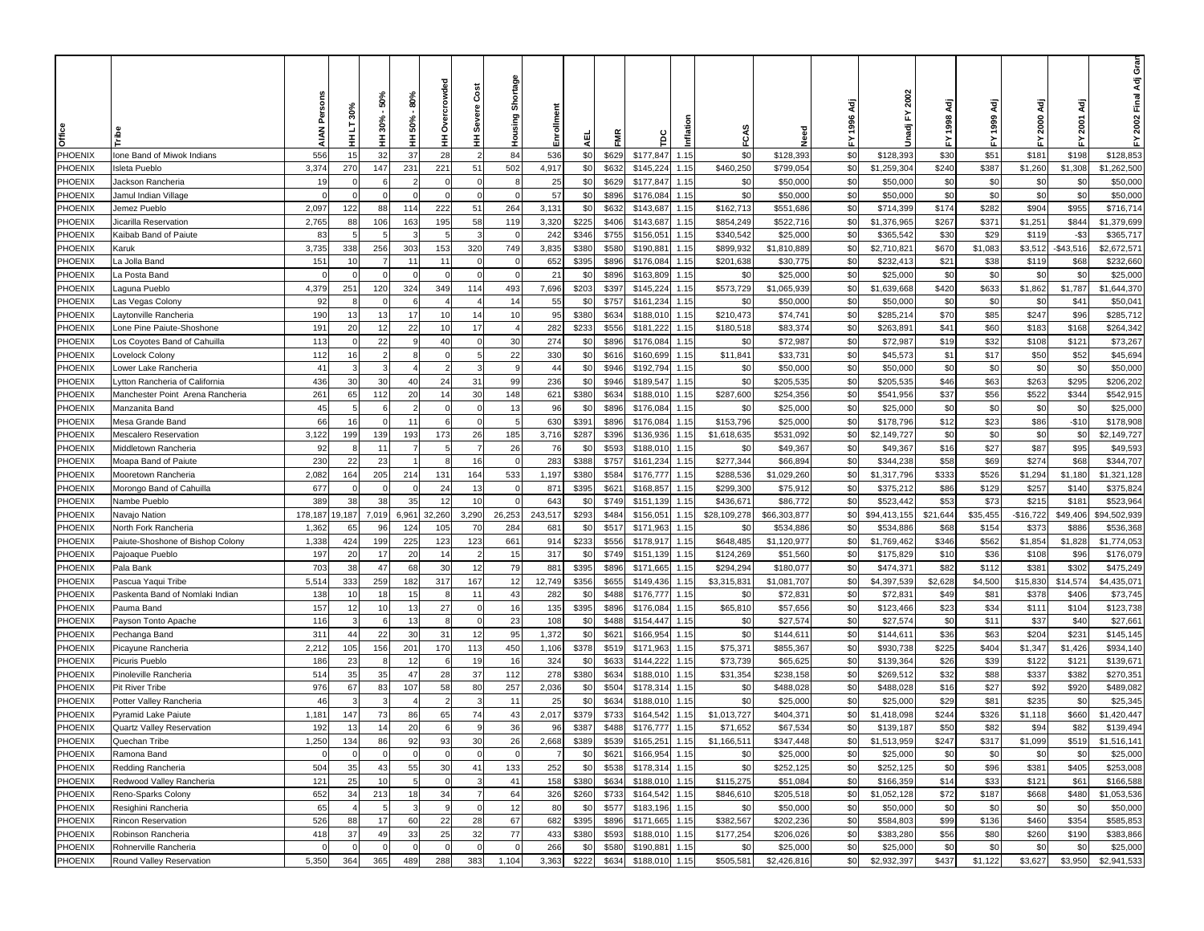| Office | Tribe | AIAN Persons | HH LT 30% | HH 30% - 50% | HH 50% - 80% | HH Overcrowded | HH Severe Cost | Housing Shortage | Enrollment | AEL | FMR | TDC | Inflation | FCAS | Need | FY 1996 Adj | Unadj FY 2002 | FY 1998 Adj | FY 1999 Adj | FY 2000 Adj | FY 2001 Adj | FY 2002 Final Adj Grant |
|---|---|---|---|---|---|---|---|---|---|---|---|---|---|---|---|---|---|---|---|---|---|---|
| PHOENIX | Ione Band of Miwok Indians | 556 | 15 | 32 | 37 | 28 | 2 | 84 | 536 | $0 | $629 | $177,847 | 1.15 | $0 | $128,393 | $0 | $128,393 | $30 | $51 | $181 | $198 | $128,853 |
| PHOENIX | Isleta Pueblo | 3,374 | 270 | 147 | 231 | 221 | 51 | 502 | 4,917 | $0 | $632 | $145,224 | 1.15 | $460,250 | $799,054 | $0 | $1,259,304 | $240 | $387 | $1,260 | $1,308 | $1,262,500 |
| PHOENIX | Jackson Rancheria | 19 | 0 | 6 | 2 | 0 | 0 | 8 | 25 | $0 | $629 | $177,847 | 1.15 | $0 | $50,000 | $0 | $50,000 | $0 | $0 | $0 | $0 | $50,000 |
| PHOENIX | Jamul Indian Village | 0 | 0 | 0 | 0 | 0 | 0 | 0 | 57 | $0 | $896 | $176,084 | 1.15 | $0 | $50,000 | $0 | $50,000 | $0 | $0 | $0 | $0 | $50,000 |
| PHOENIX | Jemez Pueblo | 2,097 | 122 | 88 | 114 | 222 | 51 | 264 | 3,131 | $0 | $632 | $145,224 | 1.15 | $162,713 | $551,686 | $0 | $714,399 | $174 | $282 | $904 | $955 | $716,714 |
| PHOENIX | Jicarilla Reservation | 2,765 | 88 | 106 | 163 | 195 | 58 | 119 | 3,320 | $225 | $406 | $143,687 | 1.15 | $854,249 | $522,716 | $0 | $1,376,965 | $267 | $371 | $1,251 | $844 | $1,379,699 |
| PHOENIX | Kaibab Band of Paiute | 83 | 5 | 5 | 3 | 5 | 3 | 0 | 242 | $346 | $755 | $156,051 | 1.15 | $340,542 | $25,000 | $0 | $365,542 | $30 | $29 | $119 | -$3 | $365,717 |
| PHOENIX | Karuk | 3,735 | 338 | 256 | 303 | 153 | 320 | 749 | 3,835 | $380 | $580 | $190,881 | 1.15 | $899,932 | $1,810,889 | $0 | $2,710,821 | $670 | $1,083 | $3,512 | -$43,516 | $2,672,571 |
| PHOENIX | La Jolla Band | 151 | 10 | 7 | 11 | 11 | 0 | 0 | 652 | $395 | $896 | $176,084 | 1.15 | $201,638 | $30,775 | $0 | $232,413 | $21 | $38 | $119 | $68 | $232,660 |
| PHOENIX | La Posta Band | 0 | 0 | 0 | 0 | 0 | 0 | 0 | 21 | $0 | $896 | $163,809 | 1.15 | $0 | $25,000 | $0 | $25,000 | $0 | $0 | $0 | $0 | $25,000 |
| PHOENIX | Laguna Pueblo | 4,379 | 251 | 120 | 324 | 349 | 114 | 493 | 7,696 | $203 | $397 | $145,224 | 1.15 | $573,729 | $1,065,939 | $0 | $1,639,668 | $420 | $633 | $1,862 | $1,787 | $1,644,370 |
| PHOENIX | Las Vegas Colony | 92 | 8 | 0 | 6 | 4 | 4 | 14 | 55 | $0 | $757 | $161,234 | 1.15 | $0 | $50,000 | $0 | $50,000 | $0 | $0 | $0 | $41 | $50,041 |
| PHOENIX | Laytonville Rancheria | 190 | 13 | 13 | 17 | 10 | 14 | 10 | 95 | $380 | $634 | $188,010 | 1.15 | $210,473 | $74,741 | $0 | $285,214 | $70 | $85 | $247 | $96 | $285,712 |
| PHOENIX | Lone Pine Paiute-Shoshone | 191 | 20 | 12 | 22 | 10 | 17 | 4 | 282 | $233 | $556 | $181,222 | 1.15 | $180,518 | $83,374 | $0 | $263,891 | $41 | $60 | $183 | $168 | $264,342 |
| PHOENIX | Los Coyotes Band of Cahuilla | 113 | 0 | 22 | 9 | 40 | 0 | 30 | 274 | $0 | $896 | $176,084 | 1.15 | $0 | $72,987 | $0 | $72,987 | $19 | $32 | $108 | $121 | $73,267 |
| PHOENIX | Lovelock Colony | 112 | 16 | 2 | 8 | 0 | 5 | 22 | 330 | $0 | $616 | $160,699 | 1.15 | $11,841 | $33,731 | $0 | $45,573 | $1 | $17 | $50 | $52 | $45,694 |
| PHOENIX | Lower Lake Rancheria | 41 | 3 | 3 | 4 | 2 | 3 | 9 | 44 | $0 | $946 | $192,794 | 1.15 | $0 | $50,000 | $0 | $50,000 | $0 | $0 | $0 | $0 | $50,000 |
| PHOENIX | Lytton Rancheria of California | 436 | 30 | 30 | 40 | 24 | 31 | 99 | 236 | $0 | $946 | $189,547 | 1.15 | $0 | $205,535 | $0 | $205,535 | $46 | $63 | $263 | $295 | $206,202 |
| PHOENIX | Manchester Point Arena Rancheria | 261 | 65 | 112 | 20 | 14 | 30 | 148 | 621 | $380 | $634 | $188,010 | 1.15 | $287,600 | $254,356 | $0 | $541,956 | $37 | $56 | $522 | $344 | $542,915 |
| PHOENIX | Manzanita Band | 45 | 5 | 6 | 2 | 0 | 0 | 13 | 96 | $0 | $896 | $176,084 | 1.15 | $0 | $25,000 | $0 | $25,000 | $0 | $0 | $0 | $0 | $25,000 |
| PHOENIX | Mesa Grande Band | 66 | 16 | 0 | 11 | 6 | 0 | 5 | 630 | $391 | $896 | $176,084 | 1.15 | $153,796 | $25,000 | $0 | $178,796 | $12 | $23 | $86 | -$10 | $178,908 |
| PHOENIX | Mescalero Reservation | 3,122 | 199 | 139 | 193 | 173 | 26 | 185 | 3,716 | $287 | $396 | $136,936 | 1.15 | $1,618,635 | $531,092 | $0 | $2,149,727 | $0 | $0 | $0 | $0 | $2,149,727 |
| PHOENIX | Middletown Rancheria | 92 | 8 | 11 | 7 | 5 | 7 | 26 | 76 | $0 | $593 | $188,010 | 1.15 | $0 | $49,367 | $0 | $49,367 | $16 | $27 | $87 | $95 | $49,593 |
| PHOENIX | Moapa Band of Paiute | 230 | 22 | 23 | 1 | 8 | 16 | 0 | 283 | $388 | $757 | $161,234 | 1.15 | $277,344 | $66,894 | $0 | $344,238 | $58 | $69 | $274 | $68 | $344,707 |
| PHOENIX | Mooretown Rancheria | 2,082 | 164 | 205 | 214 | 131 | 164 | 533 | 1,197 | $380 | $584 | $176,777 | 1.15 | $288,536 | $1,029,260 | $0 | $1,317,796 | $333 | $526 | $1,294 | $1,180 | $1,321,128 |
| PHOENIX | Morongo Band of Cahuilla | 677 | 0 | 0 | 0 | 24 | 13 | 0 | 871 | $395 | $621 | $168,857 | 1.15 | $299,300 | $75,912 | $0 | $375,212 | $86 | $129 | $257 | $140 | $375,824 |
| PHOENIX | Nambe Pueblo | 389 | 38 | 38 | 35 | 12 | 10 | 0 | 643 | $0 | $749 | $151,139 | 1.15 | $436,671 | $86,772 | $0 | $523,442 | $53 | $73 | $215 | $181 | $523,964 |
| PHOENIX | Navajo Nation | 178,187 | 19,187 | 7,019 | 6,961 | 32,260 | 3,290 | 26,253 | 243,517 | $293 | $484 | $156,051 | 1.15 | $28,109,278 | $66,303,877 | $0 | $94,413,155 | $21,644 | $35,455 | -$16,722 | $49,406 | $94,502,939 |
| PHOENIX | North Fork Rancheria | 1,362 | 65 | 96 | 124 | 105 | 70 | 284 | 681 | $0 | $517 | $171,963 | 1.15 | $0 | $534,886 | $0 | $534,886 | $68 | $154 | $373 | $886 | $536,368 |
| PHOENIX | Paiute-Shoshone of Bishop Colony | 1,338 | 424 | 199 | 225 | 123 | 123 | 661 | 914 | $233 | $556 | $178,917 | 1.15 | $648,485 | $1,120,977 | $0 | $1,769,462 | $346 | $562 | $1,854 | $1,828 | $1,774,053 |
| PHOENIX | Pajoaque Pueblo | 197 | 20 | 17 | 20 | 14 | 2 | 15 | 317 | $0 | $749 | $151,139 | 1.15 | $124,269 | $51,560 | $0 | $175,829 | $10 | $36 | $108 | $96 | $176,079 |
| PHOENIX | Pala Bank | 703 | 38 | 47 | 68 | 30 | 12 | 79 | 881 | $395 | $896 | $171,665 | 1.15 | $294,294 | $180,077 | $0 | $474,371 | $82 | $112 | $381 | $302 | $475,249 |
| PHOENIX | Pascua Yaqui Tribe | 5,514 | 333 | 259 | 182 | 317 | 167 | 12 | 12,749 | $356 | $655 | $149,436 | 1.15 | $3,315,831 | $1,081,707 | $0 | $4,397,539 | $2,628 | $4,500 | $15,830 | $14,574 | $4,435,071 |
| PHOENIX | Paskenta Band of Nomlaki Indian | 138 | 10 | 18 | 15 | 8 | 11 | 43 | 282 | $0 | $488 | $176,777 | 1.15 | $0 | $72,831 | $0 | $72,831 | $49 | $81 | $378 | $406 | $73,745 |
| PHOENIX | Pauma Band | 157 | 12 | 10 | 13 | 27 | 0 | 16 | 135 | $395 | $896 | $176,084 | 1.15 | $65,810 | $57,656 | $0 | $123,466 | $23 | $34 | $111 | $104 | $123,738 |
| PHOENIX | Payson Tonto Apache | 116 | 3 | 6 | 13 | 8 | 0 | 23 | 108 | $0 | $488 | $154,447 | 1.15 | $0 | $27,574 | $0 | $27,574 | $0 | $11 | $37 | $40 | $27,661 |
| PHOENIX | Pechanga Band | 311 | 44 | 22 | 30 | 31 | 12 | 95 | 1,372 | $0 | $621 | $166,954 | 1.15 | $0 | $144,611 | $0 | $144,611 | $36 | $63 | $204 | $231 | $145,145 |
| PHOENIX | Picayune Rancheria | 2,212 | 105 | 156 | 201 | 170 | 113 | 450 | 1,106 | $378 | $519 | $171,963 | 1.15 | $75,371 | $855,367 | $0 | $930,738 | $225 | $404 | $1,347 | $1,426 | $934,140 |
| PHOENIX | Picuris Pueblo | 186 | 23 | 8 | 12 | 6 | 19 | 16 | 324 | $0 | $633 | $144,222 | 1.15 | $73,739 | $65,625 | $0 | $139,364 | $26 | $39 | $122 | $121 | $139,671 |
| PHOENIX | Pinoleville Rancheria | 514 | 35 | 35 | 47 | 28 | 37 | 112 | 278 | $380 | $634 | $188,010 | 1.15 | $31,354 | $238,158 | $0 | $269,512 | $32 | $88 | $337 | $382 | $270,351 |
| PHOENIX | Pit River Tribe | 976 | 67 | 83 | 107 | 58 | 80 | 257 | 2,036 | $0 | $504 | $178,314 | 1.15 | $0 | $488,028 | $0 | $488,028 | $16 | $27 | $92 | $920 | $489,082 |
| PHOENIX | Potter Valley Rancheria | 46 | 3 | 3 | 4 | 2 | 3 | 11 | 25 | $0 | $634 | $188,010 | 1.15 | $0 | $25,000 | $0 | $25,000 | $29 | $81 | $235 | $0 | $25,345 |
| PHOENIX | Pyramid Lake Paiute | 1,181 | 147 | 73 | 86 | 65 | 74 | 43 | 2,017 | $379 | $733 | $164,542 | 1.15 | $1,013,727 | $404,371 | $0 | $1,418,098 | $244 | $326 | $1,118 | $660 | $1,420,447 |
| PHOENIX | Quartz Valley Reservation | 192 | 13 | 14 | 20 | 6 | 9 | 36 | 96 | $387 | $488 | $176,777 | 1.15 | $71,652 | $67,534 | $0 | $139,187 | $50 | $82 | $94 | $82 | $139,494 |
| PHOENIX | Quechan Tribe | 1,250 | 134 | 86 | 92 | 93 | 30 | 26 | 2,668 | $389 | $539 | $165,251 | 1.15 | $1,166,511 | $347,448 | $0 | $1,513,959 | $247 | $317 | $1,099 | $519 | $1,516,141 |
| PHOENIX | Ramona Band | 0 | 0 | 0 | 0 | 0 | 0 | 0 | 7 | $0 | $621 | $166,954 | 1.15 | $0 | $25,000 | $0 | $25,000 | $0 | $0 | $0 | $0 | $25,000 |
| PHOENIX | Redding Rancheria | 504 | 35 | 43 | 55 | 30 | 41 | 133 | 252 | $0 | $538 | $178,314 | 1.15 | $0 | $252,125 | $0 | $252,125 | $0 | $96 | $381 | $405 | $253,008 |
| PHOENIX | Redwood Valley Rancheria | 121 | 25 | 10 | 5 | 0 | 3 | 41 | 158 | $380 | $634 | $188,010 | 1.15 | $115,275 | $51,084 | $0 | $166,359 | $14 | $33 | $121 | $61 | $166,588 |
| PHOENIX | Reno-Sparks Colony | 652 | 34 | 213 | 18 | 34 | 7 | 64 | 326 | $260 | $733 | $164,542 | 1.15 | $846,610 | $205,518 | $0 | $1,052,128 | $72 | $187 | $668 | $480 | $1,053,536 |
| PHOENIX | Resighini Rancheria | 65 | 4 | 5 | 3 | 9 | 0 | 12 | 80 | $0 | $577 | $183,196 | 1.15 | $0 | $50,000 | $0 | $50,000 | $0 | $0 | $0 | $0 | $50,000 |
| PHOENIX | Rincon Reservation | 526 | 88 | 17 | 60 | 22 | 28 | 67 | 682 | $395 | $896 | $171,665 | 1.15 | $382,567 | $202,236 | $0 | $584,803 | $99 | $136 | $460 | $354 | $585,853 |
| PHOENIX | Robinson Rancheria | 418 | 37 | 49 | 33 | 25 | 32 | 77 | 433 | $380 | $593 | $188,010 | 1.15 | $177,254 | $206,026 | $0 | $383,280 | $56 | $80 | $260 | $190 | $383,866 |
| PHOENIX | Rohnerville Rancheria | 0 | 0 | 0 | 0 | 0 | 0 | 0 | 266 | $0 | $580 | $190,881 | 1.15 | $0 | $25,000 | $0 | $25,000 | $0 | $0 | $0 | $0 | $25,000 |
| PHOENIX | Round Valley Reservation | 5,350 | 364 | 365 | 489 | 288 | 383 | 1,104 | 3,363 | $222 | $634 | $188,010 | 1.15 | $505,581 | $2,426,816 | $0 | $2,932,397 | $437 | $1,122 | $3,627 | $3,950 | $2,941,533 |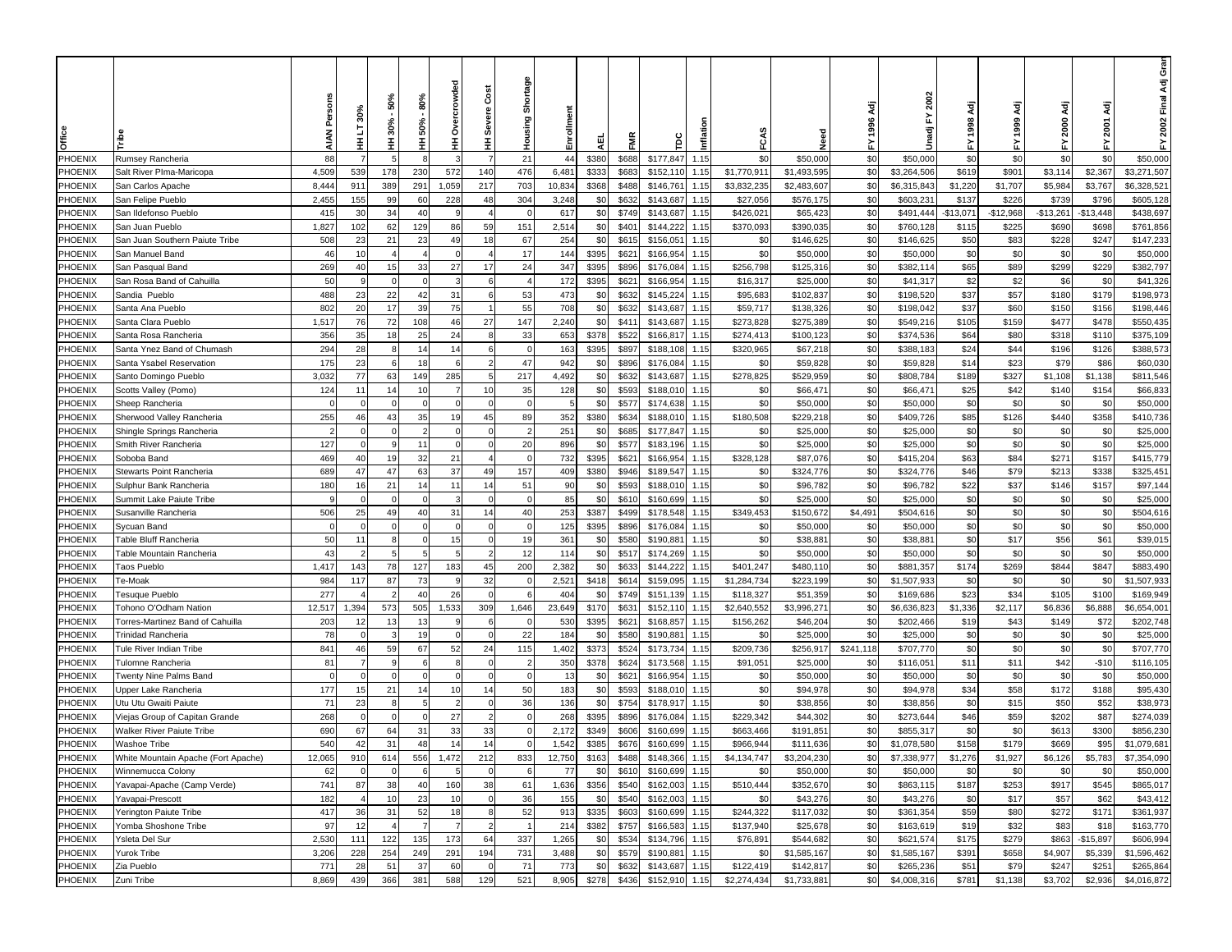| Office | Tribe | AIAN Persons | HH LT 30% | HH 30% - 50% | HH 50% - 80% | HH Overcrowded | HH Severe Cost | Housing Shortage | Enrollment | AEL | FMR | TDC | Inflation | FCAS | Need | FY 1996 Adj | Unadj FY 2002 | FY 1998 Adj | FY 1999 Adj | FY 2000 Adj | FY 2001 Adj | FY 2002 Final Adj Gran |
|---|---|---|---|---|---|---|---|---|---|---|---|---|---|---|---|---|---|---|---|---|---|---|
| PHOENIX | Rumsey Rancheria | 88 | 7 | 5 | 8 | 3 | 7 | 21 | 44 | $380 | $688 | $177,847 | 1.15 | $0 | $50,000 | $0 | $50,000 | $0 | $0 | $0 | $0 | $50,000 |
| PHOENIX | Salt River PIma-Maricopa | 4,509 | 539 | 178 | 230 | 572 | 140 | 476 | 6,481 | $333 | $683 | $152,110 | 1.15 | $1,770,911 | $1,493,595 | $0 | $3,264,506 | $619 | $901 | $3,114 | $2,367 | $3,271,507 |
| PHOENIX | San Carlos Apache | 8,444 | 911 | 389 | 291 | 1,059 | 217 | 703 | 10,834 | $368 | $488 | $146,761 | 1.15 | $3,832,235 | $2,483,607 | $0 | $6,315,843 | $1,220 | $1,707 | $5,984 | $3,767 | $6,328,521 |
| PHOENIX | San Felipe Pueblo | 2,455 | 155 | 99 | 60 | 228 | 48 | 304 | 3,248 | $0 | $632 | $143,687 | 1.15 | $27,056 | $576,175 | $0 | $603,231 | $137 | $226 | $739 | $796 | $605,128 |
| PHOENIX | San Ildefonso Pueblo | 415 | 30 | 34 | 40 | 9 | 4 | 0 | 617 | $0 | $749 | $143,687 | 1.15 | $426,021 | $65,423 | $0 | $491,444 | -$13,071 | -$12,968 | -$13,261 | -$13,448 | $438,697 |
| PHOENIX | San Juan Pueblo | 1,827 | 102 | 62 | 129 | 86 | 59 | 151 | 2,514 | $0 | $401 | $144,222 | 1.15 | $370,093 | $390,035 | $0 | $760,128 | $115 | $225 | $690 | $698 | $761,856 |
| PHOENIX | San Juan Southern Paiute Tribe | 508 | 23 | 21 | 23 | 49 | 18 | 67 | 254 | $0 | $615 | $156,051 | 1.15 | $0 | $146,625 | $0 | $146,625 | $50 | $83 | $228 | $247 | $147,233 |
| PHOENIX | San Manuel Band | 46 | 10 | 4 | 4 | 0 | 4 | 17 | 144 | $395 | $621 | $166,954 | 1.15 | $0 | $50,000 | $0 | $50,000 | $0 | $0 | $0 | $0 | $50,000 |
| PHOENIX | San Pasqual Band | 269 | 40 | 15 | 33 | 27 | 17 | 24 | 347 | $395 | $896 | $176,084 | 1.15 | $256,798 | $125,316 | $0 | $382,114 | $65 | $89 | $299 | $229 | $382,797 |
| PHOENIX | San Rosa Band of Cahuilla | 50 | 9 | 0 | 0 | 3 | 6 | 4 | 172 | $395 | $621 | $166,954 | 1.15 | $16,317 | $25,000 | $0 | $41,317 | $2 | $2 | $6 | $0 | $41,326 |
| PHOENIX | Sandia Pueblo | 488 | 23 | 22 | 42 | 31 | 6 | 53 | 473 | $0 | $632 | $145,224 | 1.15 | $95,683 | $102,837 | $0 | $198,520 | $37 | $57 | $180 | $179 | $198,973 |
| PHOENIX | Santa Ana Pueblo | 802 | 20 | 17 | 39 | 75 | 1 | 55 | 708 | $0 | $632 | $143,687 | 1.15 | $59,717 | $138,326 | $0 | $198,042 | $37 | $60 | $150 | $156 | $198,446 |
| PHOENIX | Santa Clara Pueblo | 1,517 | 76 | 72 | 108 | 46 | 27 | 147 | 2,240 | $0 | $411 | $143,687 | 1.15 | $273,828 | $275,389 | $0 | $549,216 | $105 | $159 | $477 | $478 | $550,435 |
| PHOENIX | Santa Rosa Rancheria | 356 | 35 | 18 | 25 | 24 | 8 | 33 | 653 | $378 | $522 | $166,817 | 1.15 | $274,413 | $100,123 | $0 | $374,536 | $64 | $80 | $318 | $110 | $375,109 |
| PHOENIX | Santa Ynez Band of Chumash | 294 | 28 | 8 | 14 | 14 | 6 | 0 | 163 | $395 | $897 | $188,108 | 1.15 | $320,965 | $67,218 | $0 | $388,183 | $24 | $44 | $196 | $126 | $388,573 |
| PHOENIX | Santa Ysabel Reservation | 175 | 23 | 6 | 18 | 6 | 2 | 47 | 942 | $0 | $896 | $176,084 | 1.15 | $0 | $59,828 | $0 | $59,828 | $14 | $23 | $79 | $86 | $60,030 |
| PHOENIX | Santo Domingo Pueblo | 3,032 | 77 | 63 | 149 | 285 | 5 | 217 | 4,492 | $0 | $632 | $143,687 | 1.15 | $278,825 | $529,959 | $0 | $808,784 | $189 | $327 | $1,108 | $1,138 | $811,546 |
| PHOENIX | Scotts Valley (Pomo) | 124 | 11 | 14 | 10 | 7 | 10 | 35 | 128 | $0 | $593 | $188,010 | 1.15 | $0 | $66,471 | $0 | $66,471 | $25 | $42 | $140 | $154 | $66,833 |
| PHOENIX | Sheep Rancheria | 0 | 0 | 0 | 0 | 0 | 0 | 0 | 5 | $0 | $577 | $174,638 | 1.15 | $0 | $50,000 | $0 | $50,000 | $0 | $0 | $0 | $0 | $50,000 |
| PHOENIX | Sherwood Valley Rancheria | 255 | 46 | 43 | 35 | 19 | 45 | 89 | 352 | $380 | $634 | $188,010 | 1.15 | $180,508 | $229,218 | $0 | $409,726 | $85 | $126 | $440 | $358 | $410,736 |
| PHOENIX | Shingle Springs Rancheria | 2 | 0 | 0 | 2 | 0 | 0 | 2 | 251 | $0 | $685 | $177,847 | 1.15 | $0 | $25,000 | $0 | $25,000 | $0 | $0 | $0 | $0 | $25,000 |
| PHOENIX | Smith River Rancheria | 127 | 0 | 9 | 11 | 0 | 0 | 20 | 896 | $0 | $577 | $183,196 | 1.15 | $0 | $25,000 | $0 | $25,000 | $0 | $0 | $0 | $0 | $25,000 |
| PHOENIX | Soboba Band | 469 | 40 | 19 | 32 | 21 | 4 | 0 | 732 | $395 | $621 | $166,954 | 1.15 | $328,128 | $87,076 | $0 | $415,204 | $63 | $84 | $271 | $157 | $415,779 |
| PHOENIX | Stewarts Point Rancheria | 689 | 47 | 47 | 63 | 37 | 49 | 157 | 409 | $380 | $946 | $189,547 | 1.15 | $0 | $324,776 | $0 | $324,776 | $46 | $79 | $213 | $338 | $325,451 |
| PHOENIX | Sulphur Bank Rancheria | 180 | 16 | 21 | 14 | 11 | 14 | 51 | 90 | $0 | $593 | $188,010 | 1.15 | $0 | $96,782 | $0 | $96,782 | $22 | $37 | $146 | $157 | $97,144 |
| PHOENIX | Summit Lake Paiute Tribe | 9 | 0 | 0 | 0 | 3 | 0 | 0 | 85 | $0 | $610 | $160,699 | 1.15 | $0 | $25,000 | $0 | $25,000 | $0 | $0 | $0 | $0 | $25,000 |
| PHOENIX | Susanville Rancheria | 506 | 25 | 49 | 40 | 31 | 14 | 40 | 253 | $387 | $499 | $178,548 | 1.15 | $349,453 | $150,672 | $4,491 | $504,616 | $0 | $0 | $0 | $0 | $504,616 |
| PHOENIX | Sycuan Band | 0 | 0 | 0 | 0 | 0 | 0 | 0 | 125 | $395 | $896 | $176,084 | 1.15 | $0 | $50,000 | $0 | $50,000 | $0 | $0 | $0 | $0 | $50,000 |
| PHOENIX | Table Bluff Rancheria | 50 | 11 | 8 | 0 | 15 | 0 | 19 | 361 | $0 | $580 | $190,881 | 1.15 | $0 | $38,881 | $0 | $38,881 | $0 | $17 | $56 | $61 | $39,015 |
| PHOENIX | Table Mountain Rancheria | 43 | 2 | 5 | 5 | 5 | 2 | 12 | 114 | $0 | $517 | $174,269 | 1.15 | $0 | $50,000 | $0 | $50,000 | $0 | $0 | $0 | $0 | $50,000 |
| PHOENIX | Taos Pueblo | 1,417 | 143 | 78 | 127 | 183 | 45 | 200 | 2,382 | $0 | $633 | $144,222 | 1.15 | $401,247 | $480,110 | $0 | $881,357 | $174 | $269 | $844 | $847 | $883,490 |
| PHOENIX | Te-Moak | 984 | 117 | 87 | 73 | 9 | 32 | 0 | 2,521 | $418 | $614 | $159,095 | 1.15 | $1,284,734 | $223,199 | $0 | $1,507,933 | $0 | $0 | $0 | $0 | $1,507,933 |
| PHOENIX | Tesuque Pueblo | 277 | 4 | 2 | 40 | 26 | 0 | 6 | 404 | $0 | $749 | $151,139 | 1.15 | $118,327 | $51,359 | $0 | $169,686 | $23 | $34 | $105 | $100 | $169,949 |
| PHOENIX | Tohono O'Odham Nation | 12,517 | 1,394 | 573 | 505 | 1,533 | 309 | 1,646 | 23,649 | $170 | $631 | $152,110 | 1.15 | $2,640,552 | $3,996,271 | $0 | $6,636,823 | $1,336 | $2,117 | $6,836 | $6,888 | $6,654,001 |
| PHOENIX | Torres-Martinez Band of Cahuilla | 203 | 12 | 13 | 13 | 9 | 6 | 0 | 530 | $395 | $621 | $168,857 | 1.15 | $156,262 | $46,204 | $0 | $202,466 | $19 | $43 | $149 | $72 | $202,748 |
| PHOENIX | Trinidad Rancheria | 78 | 0 | 3 | 19 | 0 | 0 | 22 | 184 | $0 | $580 | $190,881 | 1.15 | $0 | $25,000 | $0 | $25,000 | $0 | $0 | $0 | $0 | $25,000 |
| PHOENIX | Tule River Indian Tribe | 841 | 46 | 59 | 67 | 52 | 24 | 115 | 1,402 | $373 | $524 | $173,734 | 1.15 | $209,736 | $256,917 | $241,118 | $707,770 | $0 | $0 | $0 | $0 | $707,770 |
| PHOENIX | Tulomne Rancheria | 81 | 7 | 9 | 6 | 8 | 0 | 2 | 350 | $378 | $624 | $173,568 | 1.15 | $91,051 | $25,000 | $0 | $116,051 | $11 | $11 | $42 | -$10 | $116,105 |
| PHOENIX | Twenty Nine Palms Band | 0 | 0 | 0 | 0 | 0 | 0 | 0 | 13 | $0 | $621 | $166,954 | 1.15 | $0 | $50,000 | $0 | $50,000 | $0 | $0 | $0 | $0 | $50,000 |
| PHOENIX | Upper Lake Rancheria | 177 | 15 | 21 | 14 | 10 | 14 | 50 | 183 | $0 | $593 | $188,010 | 1.15 | $0 | $94,978 | $0 | $94,978 | $34 | $58 | $172 | $188 | $95,430 |
| PHOENIX | Utu Utu Gwaiti Paiute | 71 | 23 | 8 | 5 | 2 | 0 | 36 | 136 | $0 | $754 | $178,917 | 1.15 | $0 | $38,856 | $0 | $38,856 | $0 | $15 | $50 | $52 | $38,973 |
| PHOENIX | Viejas Group of Capitan Grande | 268 | 0 | 0 | 0 | 27 | 2 | 0 | 268 | $395 | $896 | $176,084 | 1.15 | $229,342 | $44,302 | $0 | $273,644 | $46 | $59 | $202 | $87 | $274,039 |
| PHOENIX | Walker River Paiute Tribe | 690 | 67 | 64 | 31 | 33 | 33 | 0 | 2,172 | $349 | $606 | $160,699 | 1.15 | $663,466 | $191,851 | $0 | $855,317 | $0 | $0 | $613 | $300 | $856,230 |
| PHOENIX | Washoe Tribe | 540 | 42 | 31 | 48 | 14 | 14 | 0 | 1,542 | $385 | $676 | $160,699 | 1.15 | $966,944 | $111,636 | $0 | $1,078,580 | $158 | $179 | $669 | $95 | $1,079,681 |
| PHOENIX | White Mountain Apache (Fort Apache) | 12,065 | 910 | 614 | 556 | 1,472 | 212 | 833 | 12,750 | $163 | $488 | $148,366 | 1.15 | $4,134,747 | $3,204,230 | $0 | $7,338,977 | $1,276 | $1,927 | $6,126 | $5,783 | $7,354,090 |
| PHOENIX | Winnemucca Colony | 62 | 0 | 0 | 6 | 5 | 0 | 6 | 77 | $0 | $610 | $160,699 | 1.15 | $0 | $50,000 | $0 | $50,000 | $0 | $0 | $0 | $0 | $50,000 |
| PHOENIX | Yavapai-Apache (Camp Verde) | 741 | 87 | 38 | 40 | 160 | 38 | 61 | 1,636 | $356 | $540 | $162,003 | 1.15 | $510,444 | $352,670 | $0 | $863,115 | $187 | $253 | $917 | $545 | $865,017 |
| PHOENIX | Yavapai-Prescott | 182 | 4 | 10 | 23 | 10 | 0 | 36 | 155 | $0 | $540 | $162,003 | 1.15 | $0 | $43,276 | $0 | $43,276 | $0 | $17 | $57 | $62 | $43,412 |
| PHOENIX | Yerington Paiute Tribe | 417 | 36 | 31 | 52 | 18 | 8 | 52 | 913 | $335 | $603 | $160,699 | 1.15 | $244,322 | $117,032 | $0 | $361,354 | $59 | $80 | $272 | $171 | $361,937 |
| PHOENIX | Yomba Shoshone Tribe | 97 | 12 | 4 | 7 | 7 | 2 | 1 | 214 | $382 | $757 | $166,583 | 1.15 | $137,940 | $25,678 | $0 | $163,619 | $19 | $32 | $83 | $18 | $163,770 |
| PHOENIX | Ysleta Del Sur | 2,530 | 111 | 122 | 135 | 173 | 64 | 337 | 1,265 | $0 | $534 | $134,796 | 1.15 | $76,891 | $544,682 | $0 | $621,574 | $175 | $279 | $863 | -$15,897 | $606,994 |
| PHOENIX | Yurok Tribe | 3,206 | 228 | 254 | 249 | 291 | 194 | 731 | 3,488 | $0 | $579 | $190,881 | 1.15 | $0 | $1,585,167 | $0 | $1,585,167 | $391 | $658 | $4,907 | $5,339 | $1,596,462 |
| PHOENIX | Zia Pueblo | 771 | 28 | 51 | 37 | 60 | 0 | 71 | 773 | $0 | $632 | $143,687 | 1.15 | $122,419 | $142,817 | $0 | $265,236 | $51 | $79 | $247 | $251 | $265,864 |
| PHOENIX | Zuni Tribe | 8,869 | 439 | 366 | 381 | 588 | 129 | 521 | 8,905 | $278 | $436 | $152,910 | 1.15 | $2,274,434 | $1,733,881 | $0 | $4,008,316 | $781 | $1,138 | $3,702 | $2,936 | $4,016,872 |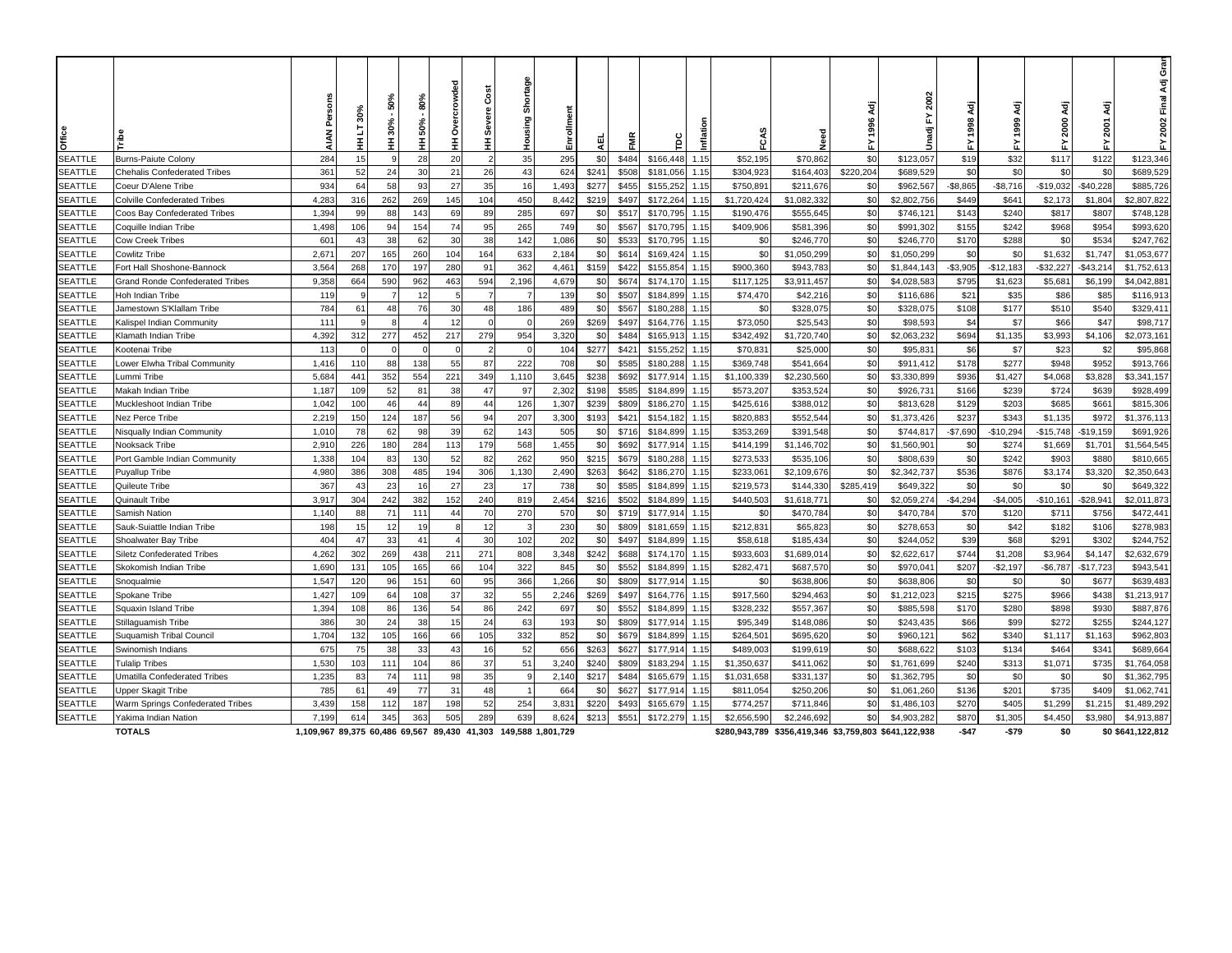| Office | Tribe | AIAN Persons | HH LT 30% | HH 30% - 50% | HH 50% - 80% | HH Overcrowded | HH Severe Cost | Housing Shortage | Enrollment | AEL | FMR | TDC | Inflation | FCAS | Need | FY 1996 Adj | Unadj FY 2002 | FY 1998 Adj | FY 1999 Adj | FY 2000 Adj | FY 2001 Adj | FY 2002 Final Adj Gran |
|---|---|---|---|---|---|---|---|---|---|---|---|---|---|---|---|---|---|---|---|---|---|---|
| SEATTLE | Burns-Paiute Colony | 284 | 15 | 9 | 28 | 20 | 2 | 35 | 295 | $0 | $484 | $166,448 | 1.15 | $52,195 | $70,862 | $0 | $123,057 | $19 | $32 | $117 | $122 | $123,346 |
| SEATTLE | Chehalis Confederated Tribes | 361 | 52 | 24 | 30 | 21 | 26 | 43 | 624 | $241 | $508 | $181,056 | 1.15 | $304,923 | $164,403 | $220,204 | $689,529 | $0 | $0 | $0 | $0 | $689,529 |
| SEATTLE | Coeur D'Alene Tribe | 934 | 64 | 58 | 93 | 27 | 35 | 16 | 1,493 | $277 | $455 | $155,252 | 1.15 | $750,891 | $211,676 | $0 | $962,567 | -$8,865 | -$8,716 | -$19,032 | -$40,228 | $885,726 |
| SEATTLE | Colville Confederated Tribes | 4,283 | 316 | 262 | 269 | 145 | 104 | 450 | 8,442 | $219 | $497 | $172,264 | 1.15 | $1,720,424 | $1,082,332 | $0 | $2,802,756 | $449 | $641 | $2,173 | $1,804 | $2,807,822 |
| SEATTLE | Coos Bay Confederated Tribes | 1,394 | 99 | 88 | 143 | 69 | 89 | 285 | 697 | $0 | $517 | $170,795 | 1.15 | $190,476 | $555,645 | $0 | $746,121 | $143 | $240 | $817 | $807 | $748,128 |
| SEATTLE | Coquille Indian Tribe | 1,498 | 106 | 94 | 154 | 74 | 95 | 265 | 749 | $0 | $567 | $170,795 | 1.15 | $409,906 | $581,396 | $0 | $991,302 | $155 | $242 | $968 | $954 | $993,620 |
| SEATTLE | Cow Creek Tribes | 601 | 43 | 38 | 62 | 30 | 38 | 142 | 1,086 | $0 | $533 | $170,795 | 1.15 | $0 | $246,770 | $0 | $246,770 | $170 | $288 | $0 | $534 | $247,762 |
| SEATTLE | Cowlitz Tribe | 2,671 | 207 | 165 | 260 | 104 | 164 | 633 | 2,184 | $0 | $614 | $169,424 | 1.15 | $0 | $1,050,299 | $0 | $1,050,299 | $0 | $0 | $1,632 | $1,747 | $1,053,677 |
| SEATTLE | Fort Hall Shoshone-Bannock | 3,564 | 268 | 170 | 197 | 280 | 91 | 362 | 4,461 | $159 | $422 | $155,854 | 1.15 | $900,360 | $943,783 | $0 | $1,844,143 | -$3,905 | -$12,183 | -$32,227 | -$43,214 | $1,752,613 |
| SEATTLE | Grand Ronde Confederated Tribes | 9,358 | 664 | 590 | 962 | 463 | 594 | 2,196 | 4,679 | $0 | $674 | $174,170 | 1.15 | $117,125 | $3,911,457 | $0 | $4,028,583 | $795 | $1,623 | $5,681 | $6,199 | $4,042,881 |
| SEATTLE | Hoh Indian Tribe | 119 | 9 | 7 | 12 | 5 | 7 | 7 | 139 | $0 | $507 | $184,899 | 1.15 | $74,470 | $42,216 | $0 | $116,686 | $21 | $35 | $86 | $85 | $116,913 |
| SEATTLE | Jamestown S'Klallam Tribe | 784 | 61 | 48 | 76 | 30 | 48 | 186 | 489 | $0 | $567 | $180,288 | 1.15 | $0 | $328,075 | $0 | $328,075 | $108 | $177 | $510 | $540 | $329,411 |
| SEATTLE | Kalispel Indian Community | 111 | 9 | 8 | 4 | 12 | 0 | 0 | 269 | $269 | $497 | $164,776 | 1.15 | $73,050 | $25,543 | $0 | $98,593 | $4 | $7 | $66 | $47 | $98,717 |
| SEATTLE | Klamath Indian Tribe | 4,392 | 312 | 277 | 452 | 217 | 279 | 954 | 3,320 | $0 | $484 | $165,913 | 1.15 | $342,492 | $1,720,740 | $0 | $2,063,232 | $694 | $1,135 | $3,993 | $4,106 | $2,073,161 |
| SEATTLE | Kootenai Tribe | 113 | 0 | 0 | 0 | 0 | 2 | 0 | 104 | $277 | $421 | $155,252 | 1.15 | $70,831 | $25,000 | $0 | $95,831 | $6 | $7 | $23 | $2 | $95,868 |
| SEATTLE | Lower Elwha Tribal Community | 1,416 | 110 | 88 | 138 | 55 | 87 | 222 | 708 | $0 | $585 | $180,288 | 1.15 | $369,748 | $541,664 | $0 | $911,412 | $178 | $277 | $948 | $952 | $913,766 |
| SEATTLE | Lummi Tribe | 5,684 | 441 | 352 | 554 | 221 | 349 | 1,110 | 3,645 | $238 | $692 | $177,914 | 1.15 | $1,100,339 | $2,230,560 | $0 | $3,330,899 | $936 | $1,427 | $4,068 | $3,828 | $3,341,157 |
| SEATTLE | Makah Indian Tribe | 1,187 | 109 | 52 | 81 | 38 | 47 | 97 | 2,302 | $198 | $585 | $184,899 | 1.15 | $573,207 | $353,524 | $0 | $926,731 | $166 | $239 | $724 | $639 | $928,499 |
| SEATTLE | Muckleshoot Indian Tribe | 1,042 | 100 | 46 | 44 | 89 | 44 | 126 | 1,307 | $239 | $809 | $186,270 | 1.15 | $425,616 | $388,012 | $0 | $813,628 | $129 | $203 | $685 | $661 | $815,306 |
| SEATTLE | Nez Perce Tribe | 2,219 | 150 | 124 | 187 | 56 | 94 | 207 | 3,300 | $193 | $421 | $154,182 | 1.15 | $820,883 | $552,544 | $0 | $1,373,426 | $237 | $343 | $1,135 | $972 | $1,376,113 |
| SEATTLE | Nisqually Indian Community | 1,010 | 78 | 62 | 98 | 39 | 62 | 143 | 505 | $0 | $716 | $184,899 | 1.15 | $353,269 | $391,548 | $0 | $744,817 | -$7,690 | -$10,294 | -$15,748 | -$19,159 | $691,926 |
| SEATTLE | Nooksack Tribe | 2,910 | 226 | 180 | 284 | 113 | 179 | 568 | 1,455 | $0 | $692 | $177,914 | 1.15 | $414,199 | $1,146,702 | $0 | $1,560,901 | $0 | $274 | $1,669 | $1,701 | $1,564,545 |
| SEATTLE | Port Gamble Indian Community | 1,338 | 104 | 83 | 130 | 52 | 82 | 262 | 950 | $215 | $679 | $180,288 | 1.15 | $273,533 | $535,106 | $0 | $808,639 | $0 | $242 | $903 | $880 | $810,665 |
| SEATTLE | Puyallup Tribe | 4,980 | 386 | 308 | 485 | 194 | 306 | 1,130 | 2,490 | $263 | $642 | $186,270 | 1.15 | $233,061 | $2,109,676 | $0 | $2,342,737 | $536 | $876 | $3,174 | $3,320 | $2,350,643 |
| SEATTLE | Quileute Tribe | 367 | 43 | 23 | 16 | 27 | 23 | 17 | 738 | $0 | $585 | $184,899 | 1.15 | $219,573 | $144,330 | $285,419 | $649,322 | $0 | $0 | $0 | $0 | $649,322 |
| SEATTLE | Quinault Tribe | 3,917 | 304 | 242 | 382 | 152 | 240 | 819 | 2,454 | $216 | $502 | $184,899 | 1.15 | $440,503 | $1,618,771 | $0 | $2,059,274 | -$4,294 | -$4,005 | -$10,161 | -$28,941 | $2,011,873 |
| SEATTLE | Samish Nation | 1,140 | 88 | 71 | 111 | 44 | 70 | 270 | 570 | $0 | $719 | $177,914 | 1.15 | $0 | $470,784 | $0 | $470,784 | $70 | $120 | $711 | $756 | $472,441 |
| SEATTLE | Sauk-Suiattle Indian Tribe | 198 | 15 | 12 | 19 | 8 | 12 | 3 | 230 | $0 | $809 | $181,659 | 1.15 | $212,831 | $65,823 | $0 | $278,653 | $0 | $42 | $182 | $106 | $278,983 |
| SEATTLE | Shoalwater Bay Tribe | 404 | 47 | 33 | 41 | 4 | 30 | 102 | 202 | $0 | $497 | $184,899 | 1.15 | $58,618 | $185,434 | $0 | $244,052 | $39 | $68 | $291 | $302 | $244,752 |
| SEATTLE | Siletz Confederated Tribes | 4,262 | 302 | 269 | 438 | 211 | 271 | 808 | 3,348 | $242 | $688 | $174,170 | 1.15 | $933,603 | $1,689,014 | $0 | $2,622,617 | $744 | $1,208 | $3,964 | $4,147 | $2,632,679 |
| SEATTLE | Skokomish Indian Tribe | 1,690 | 131 | 105 | 165 | 66 | 104 | 322 | 845 | $0 | $552 | $184,899 | 1.15 | $282,471 | $687,570 | $0 | $970,041 | $207 | -$2,197 | -$6,787 | -$17,723 | $943,541 |
| SEATTLE | Snoqualmie | 1,547 | 120 | 96 | 151 | 60 | 95 | 366 | 1,266 | $0 | $809 | $177,914 | 1.15 | $0 | $638,806 | $0 | $638,806 | $0 | $0 | $0 | $677 | $639,483 |
| SEATTLE | Spokane Tribe | 1,427 | 109 | 64 | 108 | 37 | 32 | 55 | 2,246 | $269 | $497 | $164,776 | 1.15 | $917,560 | $294,463 | $0 | $1,212,023 | $215 | $275 | $966 | $438 | $1,213,917 |
| SEATTLE | Squaxin Island Tribe | 1,394 | 108 | 86 | 136 | 54 | 86 | 242 | 697 | $0 | $552 | $184,899 | 1.15 | $328,232 | $557,367 | $0 | $885,598 | $170 | $280 | $898 | $930 | $887,876 |
| SEATTLE | Stillaguamish Tribe | 386 | 30 | 24 | 38 | 15 | 24 | 63 | 193 | $0 | $809 | $177,914 | 1.15 | $95,349 | $148,086 | $0 | $243,435 | $66 | $99 | $272 | $255 | $244,127 |
| SEATTLE | Suquamish Tribal Council | 1,704 | 132 | 105 | 166 | 66 | 105 | 332 | 852 | $0 | $679 | $184,899 | 1.15 | $264,501 | $695,620 | $0 | $960,121 | $62 | $340 | $1,117 | $1,163 | $962,803 |
| SEATTLE | Swinomish Indians | 675 | 75 | 38 | 33 | 43 | 16 | 52 | 656 | $263 | $627 | $177,914 | 1.15 | $489,003 | $199,619 | $0 | $688,622 | $103 | $134 | $464 | $341 | $689,664 |
| SEATTLE | Tulalip Tribes | 1,530 | 103 | 111 | 104 | 86 | 37 | 51 | 3,240 | $240 | $809 | $183,294 | 1.15 | $1,350,637 | $411,062 | $0 | $1,761,699 | $240 | $313 | $1,071 | $735 | $1,764,058 |
| SEATTLE | Umatilla Confederated Tribes | 1,235 | 83 | 74 | 111 | 98 | 35 | 9 | 2,140 | $217 | $484 | $165,679 | 1.15 | $1,031,658 | $331,137 | $0 | $1,362,795 | $0 | $0 | $0 | $0 | $1,362,795 |
| SEATTLE | Upper Skagit Tribe | 785 | 61 | 49 | 77 | 31 | 48 | 1 | 664 | $0 | $627 | $177,914 | 1.15 | $811,054 | $250,206 | $0 | $1,061,260 | $136 | $201 | $735 | $409 | $1,062,741 |
| SEATTLE | Warm Springs Confederated Tribes | 3,439 | 158 | 112 | 187 | 198 | 52 | 254 | 3,831 | $220 | $493 | $165,679 | 1.15 | $774,257 | $711,846 | $0 | $1,486,103 | $270 | $405 | $1,299 | $1,215 | $1,489,292 |
| SEATTLE | Yakima Indian Nation | 7,199 | 614 | 345 | 363 | 505 | 289 | 639 | 8,624 | $213 | $551 | $172,279 | 1.15 | $2,656,590 | $2,246,692 | $0 | $4,903,282 | $870 | $1,305 | $4,450 | $3,980 | $4,913,887 |
| | **TOTALS** | 1,109,967 | 89,375 | 60,486 | 69,567 | 89,430 | 41,303 | 149,588 | 1,801,729 | | | | | $280,943,789 | $356,419,346 | $3,759,803 | $641,122,938 | -$47 | -$79 | $0 | $0 | $641,122,812 |